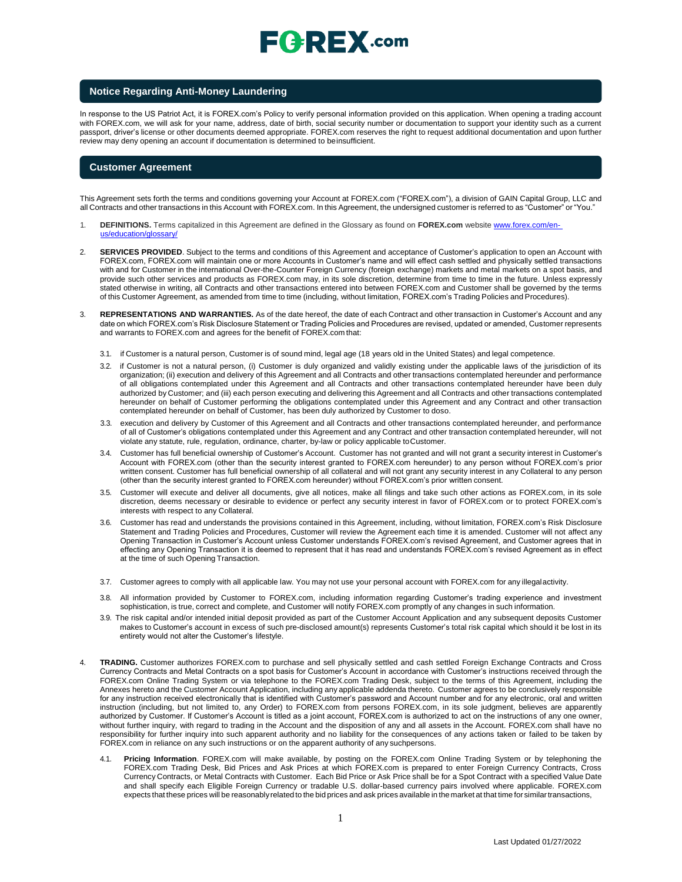# FOREX.com

## Notice Regarding Anti-Money Laundering

In response to the US Patriot Act, it is FOREX.com's Policy to verify personal information provided on this application. When opening a trading account with FOREX.com, we will ask for your name, address, date of birth, social security number or documentation to support your identity such as a current passport, driver's license or other documents deemed appropriate. FOREX.com reserves the right to request additional documentation and upon further review may deny opening an account if documentation is determined to be insufficient.

## Customer Agreement

This Agreement sets forth the terms and conditions governing your Account at FOREX.com ("FOREX.com"), a division of GAIN Capital Group, LLC and all Contracts and other transactions in this Account with FOREX.com. In this Agreement, the undersigned customer is referred to as "Customer" or "You."

1. **DEFINITIONS.** Terms capitalized in this Agreement are defined in the Glossary as found on **FOREX.com** website [www.forex.com/en-us/education/glossary/](www.forex.com/en-us/education/glossary/)

2. **SERVICES PROVIDED**. Subject to the terms and conditions of this Agreement and acceptance of Customer's application to open an Account with FOREX.com, FOREX.com will maintain one or more Accounts in Customer's name and will effect cash settled and physically settled transactions with and for Customer in the international Over-the-Counter Foreign Currency (foreign exchange) markets and metal markets on a spot basis, and provide such other services and products as FOREX.com may, in its sole discretion, determine from time to time in the future. Unless expressly stated otherwise in writing, all Contracts and other transactions entered into between FOREX.com and Customer shall be governed by the terms of this Customer Agreement, as amended from time to time (including, without limitation, FOREX.com's Trading Policies and Procedures).

3. **REPRESENTATIONS AND WARRANTIES.** As of the date hereof, the date of each Contract and other transaction in Customer's Account and any date on which FOREX.com's Risk Disclosure Statement or Trading Policies and Procedures are revised, updated or amended, Customer represents and warrants to FOREX.com and agrees for the benefit of FOREX.com that:

   3.1. if Customer is a natural person, Customer is of sound mind, legal age (18 years old in the United States) and legal competence.

   3.2. if Customer is not a natural person, (i) Customer is duly organized and validly existing under the applicable laws of the jurisdiction of its organization; (ii) execution and delivery of this Agreement and all Contracts and other transactions contemplated hereunder and performance of all obligations contemplated under this Agreement and all Contracts and other transactions contemplated hereunder have been duly authorized by Customer; and (iii) each person executing and delivering this Agreement and all Contracts and other transactions contemplated hereunder on behalf of Customer performing the obligations contemplated under this Agreement and any Contract and other transaction contemplated hereunder on behalf of Customer, has been duly authorized by Customer to do so.

   3.3. execution and delivery by Customer of this Agreement and all Contracts and other transactions contemplated hereunder, and performance of all of Customer's obligations contemplated under this Agreement and any Contract and other transaction contemplated hereunder, will not violate any statute, rule, regulation, ordinance, charter, by-law or policy applicable to Customer.

   3.4. Customer has full beneficial ownership of Customer's Account. Customer has not granted and will not grant a security interest in Customer's Account with FOREX.com (other than the security interest granted to FOREX.com hereunder) to any person without FOREX.com's prior written consent. Customer has full beneficial ownership of all collateral and will not grant any security interest in any Collateral to any person (other than the security interest granted to FOREX.com hereunder) without FOREX.com's prior written consent.

   3.5. Customer will execute and deliver all documents, give all notices, make all filings and take such other actions as FOREX.com, in its sole discretion, deems necessary or desirable to evidence or perfect any security interest in favor of FOREX.com or to protect FOREX.com's interests with respect to any Collateral.

   3.6. Customer has read and understands the provisions contained in this Agreement, including, without limitation, FOREX.com's Risk Disclosure Statement and Trading Policies and Procedures, Customer will review the Agreement each time it is amended. Customer will not affect any Opening Transaction in Customer's Account unless Customer understands FOREX.com's revised Agreement, and Customer agrees that in effecting any Opening Transaction it is deemed to represent that it has read and understands FOREX.com's revised Agreement as in effect at the time of such Opening Transaction.

   3.7. Customer agrees to comply with all applicable law. You may not use your personal account with FOREX.com for any illegal activity.

   3.8. All information provided by Customer to FOREX.com, including information regarding Customer's trading experience and investment sophistication, is true, correct and complete, and Customer will notify FOREX.com promptly of any changes in such information.

   3.9. The risk capital and/or intended initial deposit provided as part of the Customer Account Application and any subsequent deposits Customer makes to Customer's account in excess of such pre-disclosed amount(s) represents Customer's total risk capital which should it be lost in its entirety would not alter the Customer's lifestyle.

4. **TRADING.** Customer authorizes FOREX.com to purchase and sell physically settled and cash settled Foreign Exchange Contracts and Cross Currency Contracts and Metal Contracts on a spot basis for Customer's Account in accordance with Customer's instructions received through the FOREX.com Online Trading System or via telephone to the FOREX.com Trading Desk, subject to the terms of this Agreement, including the Annexes hereto and the Customer Account Application, including any applicable addenda thereto. Customer agrees to be conclusively responsible for any instruction received electronically that is identified with Customer's password and Account number and for any electronic, oral and written instruction (including, but not limited to, any Order) to FOREX.com from persons FOREX.com, in its sole judgment, believes are apparently authorized by Customer. If Customer's Account is titled as a joint account, FOREX.com is authorized to act on the instructions of any one owner, without further inquiry, with regard to trading in the Account and the disposition of any and all assets in the Account. FOREX.com shall have no responsibility for further inquiry into such apparent authority and no liability for the consequences of any actions taken or failed to be taken by FOREX.com in reliance on any such instructions or on the apparent authority of any such persons.

   4.1. **Pricing Information**. FOREX.com will make available, by posting on the FOREX.com Online Trading System or by telephoning the FOREX.com Trading Desk, Bid Prices and Ask Prices at which FOREX.com is prepared to enter Foreign Currency Contracts, Cross Currency Contracts, or Metal Contracts with Customer. Each Bid Price or Ask Price shall be for a Spot Contract with a specified Value Date and shall specify each Eligible Foreign Currency or tradable U.S. dollar-based currency pairs involved where applicable. FOREX.com expects that these prices will be reasonably related to the bid prices and ask prices available in the market at that time for similar transactions,

Last Updated 01/27/2022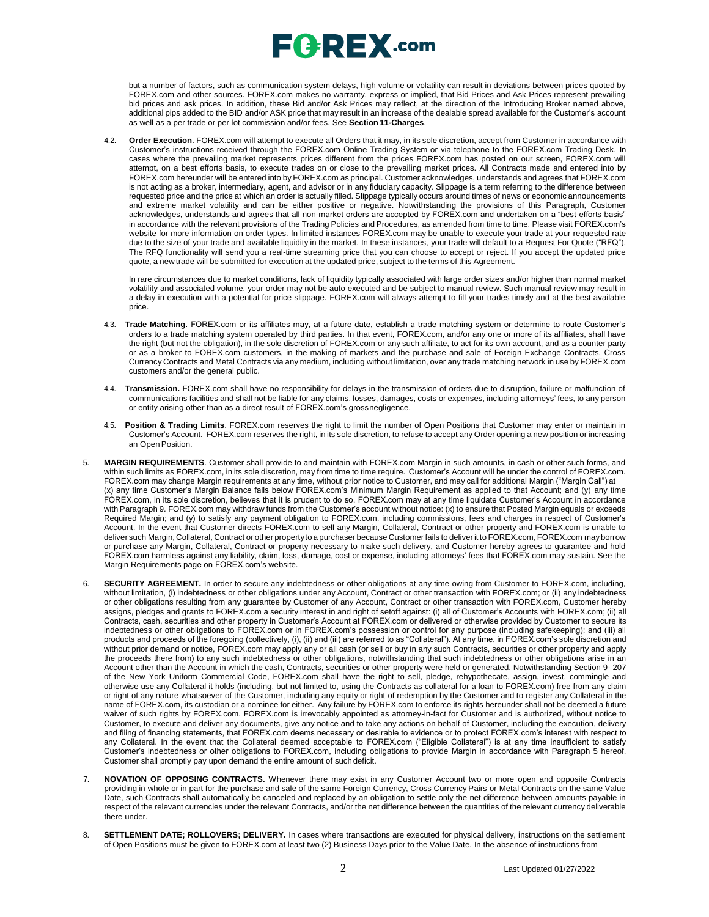but a number of factors, such as communication system delays, high volume or volatility can result in deviations between prices quoted by FOREX.com and other sources. FOREX.com makes no warranty, express or implied, that Bid Prices and Ask Prices represent prevailing bid prices and ask prices. In addition, these Bid and/or Ask Prices may reflect, at the direction of the Introducing Broker named above, additional pips added to the BID and/or ASK price that may result in an increase of the dealable spread available for the Customer's account as well as a per trade or per lot commission and/or fees. See **Section 11-Charges**.

4.2. **Order Execution**. FOREX.com will attempt to execute all Orders that it may, in its sole discretion, accept from Customer in accordance with Customer's instructions received through the FOREX.com Online Trading System or via telephone to the FOREX.com Trading Desk. In cases where the prevailing market represents prices different from the prices FOREX.com has posted on our screen, FOREX.com will attempt, on a best efforts basis, to execute trades on or close to the prevailing market prices. All Contracts made and entered into by FOREX.com hereunder will be entered into by FOREX.com as principal. Customer acknowledges, understands and agrees that FOREX.com is not acting as a broker, intermediary, agent, and advisor or in any fiduciary capacity. Slippage is a term referring to the difference between requested price and the price at which an order is actually filled. Slippage typically occurs around times of news or economic announcements and extreme market volatility and can be either positive or negative. Notwithstanding the provisions of this Paragraph, Customer acknowledges, understands and agrees that all non-market orders are accepted by FOREX.com and undertaken on a "best-efforts basis" in accordance with the relevant provisions of the Trading Policies and Procedures, as amended from time to time. Please visit FOREX.com's website for more information on order types. In limited instances FOREX.com may be unable to execute your trade at your requested rate due to the size of your trade and available liquidity in the market. In these instances, your trade will default to a Request For Quote ("RFQ"). The RFQ functionality will send you a real-time streaming price that you can choose to accept or reject. If you accept the updated price quote, a new trade will be submitted for execution at the updated price, subject to the terms of this Agreement.

In rare circumstances due to market conditions, lack of liquidity typically associated with large order sizes and/or higher than normal market volatility and associated volume, your order may not be auto executed and be subject to manual review. Such manual review may result in a delay in execution with a potential for price slippage. FOREX.com will always attempt to fill your trades timely and at the best available price.

4.3. **Trade Matching**. FOREX.com or its affiliates may, at a future date, establish a trade matching system or determine to route Customer's orders to a trade matching system operated by third parties. In that event, FOREX.com, and/or any one or more of its affiliates, shall have the right (but not the obligation), in the sole discretion of FOREX.com or any such affiliate, to act for its own account, and as a counter party or as a broker to FOREX.com customers, in the making of markets and the purchase and sale of Foreign Exchange Contracts, Cross Currency Contracts and Metal Contracts via any medium, including without limitation, over any trade matching network in use by FOREX.com customers and/or the general public.

4.4. **Transmission.** FOREX.com shall have no responsibility for delays in the transmission of orders due to disruption, failure or malfunction of communications facilities and shall not be liable for any claims, losses, damages, costs or expenses, including attorneys' fees, to any person or entity arising other than as a direct result of FOREX.com's grossnegligence.

4.5. **Position & Trading Limits**. FOREX.com reserves the right to limit the number of Open Positions that Customer may enter or maintain in Customer's Account. FOREX.com reserves the right, in its sole discretion, to refuse to accept any Order opening a new position or increasing an Open Position.

5. **MARGIN REQUIREMENTS**. Customer shall provide to and maintain with FOREX.com Margin in such amounts, in cash or other such forms, and within such limits as FOREX.com, in its sole discretion, may from time to time require. Customer's Account will be under the control of FOREX.com. FOREX.com may change Margin requirements at any time, without prior notice to Customer, and may call for additional Margin ("Margin Call") at (x) any time Customer's Margin Balance falls below FOREX.com's Minimum Margin Requirement as applied to that Account; and (y) any time FOREX.com, in its sole discretion, believes that it is prudent to do so. FOREX.com may at any time liquidate Customer's Account in accordance with Paragraph 9. FOREX.com may withdraw funds from the Customer's account without notice: (x) to ensure that Posted Margin equals or exceeds Required Margin; and (y) to satisfy any payment obligation to FOREX.com, including commissions, fees and charges in respect of Customer's Account. In the event that Customer directs FOREX.com to sell any Margin, Collateral, Contract or other property and FOREX.com is unable to deliver such Margin, Collateral, Contract or other property to a purchaser because Customer fails to deliver it to FOREX.com, FOREX.com may borrow or purchase any Margin, Collateral, Contract or property necessary to make such delivery, and Customer hereby agrees to guarantee and hold FOREX.com harmless against any liability, claim, loss, damage, cost or expense, including attorneys' fees that FOREX.com may sustain. See the Margin Requirements page on FOREX.com's website.

6. **SECURITY AGREEMENT.** In order to secure any indebtedness or other obligations at any time owing from Customer to FOREX.com, including, without limitation, (i) indebtedness or other obligations under any Account, Contract or other transaction with FOREX.com; or (ii) any indebtedness or other obligations resulting from any guarantee by Customer of any Account, Contract or other transaction with FOREX.com, Customer hereby assigns, pledges and grants to FOREX.com a security interest in and right of setoff against: (i) all of Customer's Accounts with FOREX.com; (ii) all Contracts, cash, securities and other property in Customer's Account at FOREX.com or delivered or otherwise provided by Customer to secure its indebtedness or other obligations to FOREX.com or in FOREX.com's possession or control for any purpose (including safekeeping); and (iii) all products and proceeds of the foregoing (collectively, (i), (ii) and (iii) are referred to as "Collateral"). At any time, in FOREX.com's sole discretion and without prior demand or notice, FOREX.com may apply any or all cash (or sell or buy in any such Contracts, securities or other property and apply the proceeds there from) to any such indebtedness or other obligations, notwithstanding that such indebtedness or other obligations arise in an Account other than the Account in which the cash, Contracts, securities or other property were held or generated. Notwithstanding Section 9- 207 of the New York Uniform Commercial Code, FOREX.com shall have the right to sell, pledge, rehypothecate, assign, invest, commingle and otherwise use any Collateral it holds (including, but not limited to, using the Contracts as collateral for a loan to FOREX.com) free from any claim or right of any nature whatsoever of the Customer, including any equity or right of redemption by the Customer and to register any Collateral in the name of FOREX.com, its custodian or a nominee for either. Any failure by FOREX.com to enforce its rights hereunder shall not be deemed a future waiver of such rights by FOREX.com. FOREX.com is irrevocably appointed as attorney-in-fact for Customer and is authorized, without notice to Customer, to execute and deliver any documents, give any notice and to take any actions on behalf of Customer, including the execution, delivery and filing of financing statements, that FOREX.com deems necessary or desirable to evidence or to protect FOREX.com's interest with respect to any Collateral. In the event that the Collateral deemed acceptable to FOREX.com ("Eligible Collateral") is at any time insufficient to satisfy Customer's indebtedness or other obligations to FOREX.com, including obligations to provide Margin in accordance with Paragraph 5 hereof, Customer shall promptly pay upon demand the entire amount of such deficit.

7. **NOVATION OF OPPOSING CONTRACTS.** Whenever there may exist in any Customer Account two or more open and opposite Contracts providing in whole or in part for the purchase and sale of the same Foreign Currency, Cross Currency Pairs or Metal Contracts on the same Value Date, such Contracts shall automatically be canceled and replaced by an obligation to settle only the net difference between amounts payable in respect of the relevant currencies under the relevant Contracts, and/or the net difference between the quantities of the relevant currency deliverable there under.

8. **SETTLEMENT DATE; ROLLOVERS; DELIVERY.** In cases where transactions are executed for physical delivery, instructions on the settlement of Open Positions must be given to FOREX.com at least two (2) Business Days prior to the Value Date. In the absence of instructions from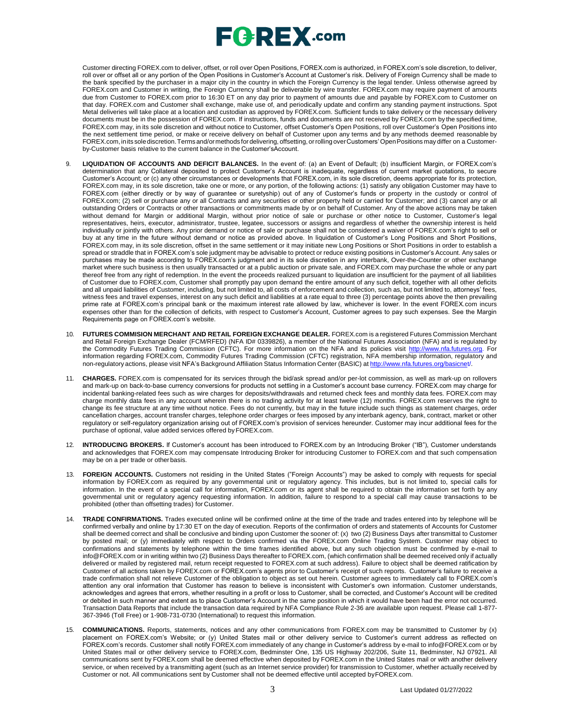Customer directing FOREX.com to deliver, offset, or roll over Open Positions, FOREX.com is authorized, in FOREX.com's sole discretion, to deliver, roll over or offset all or any portion of the Open Positions in Customer's Account at Customer's risk. Delivery of Foreign Currency shall be made to the bank specified by the purchaser in a major city in the country in which the Foreign Currency is the legal tender. Unless otherwise agreed by FOREX.com and Customer in writing, the Foreign Currency shall be deliverable by wire transfer. FOREX.com may require payment of amounts due from Customer to FOREX.com prior to 16:30 ET on any day prior to payment of amounts due and payable by FOREX.com to Customer on that day. FOREX.com and Customer shall exchange, make use of, and periodically update and confirm any standing payment instructions. Spot Metal deliveries will take place at a location and custodian as approved by FOREX.com. Sufficient funds to take delivery or the necessary delivery documents must be in the possession of FOREX.com. If instructions, funds and documents are not received by FOREX.com by the specified time, FOREX.com may, in its sole discretion and without notice to Customer, offset Customer's Open Positions, roll over Customer's Open Positions into the next settlement time period, or make or receive delivery on behalf of Customer upon any terms and by any methods deemed reasonable by FOREX.com, in its sole discretion. Terms and/or methods for delivering, offsetting, or rolling over Customers' Open Positions may differ on a Customer-by-Customer basis relative to the current balance in the Customer'sAccount.

9. **LIQUIDATION OF ACCOUNTS AND DEFICIT BALANCES.** In the event of: (a) an Event of Default; (b) insufficient Margin, or FOREX.com's determination that any Collateral deposited to protect Customer's Account is inadequate, regardless of current market quotations, to secure Customer's Account; or (c) any other circumstances or developments that FOREX.com, in its sole discretion, deems appropriate for its protection, FOREX.com may, in its sole discretion, take one or more, or any portion, of the following actions: (1) satisfy any obligation Customer may have to FOREX.com (either directly or by way of guarantee or suretyship) out of any of Customer's funds or property in the custody or control of FOREX.com; (2) sell or purchase any or all Contracts and any securities or other property held or carried for Customer; and (3) cancel any or all outstanding Orders or Contracts or other transactions or commitments made by or on behalf of Customer. Any of the above actions may be taken without demand for Margin or additional Margin, without prior notice of sale or purchase or other notice to Customer, Customer's legal representatives, heirs, executor, administrator, trustee, legatee, successors or assigns and regardless of whether the ownership interest is held individually or jointly with others. Any prior demand or notice of sale or purchase shall not be considered a waiver of FOREX.com's right to sell or buy at any time in the future without demand or notice as provided above. In liquidation of Customer's Long Positions and Short Positions, FOREX.com may, in its sole discretion, offset in the same settlement or it may initiate new Long Positions or Short Positions in order to establish a spread or straddle that in FOREX.com's sole judgment may be advisable to protect or reduce existing positions in Customer's Account. Any sales or purchases may be made according to FOREX.com's judgment and in its sole discretion in any interbank, Over-the-Counter or other exchange market where such business is then usually transacted or at a public auction or private sale, and FOREX.com may purchase the whole or any part thereof free from any right of redemption. In the event the proceeds realized pursuant to liquidation are insufficient for the payment of all liabilities of Customer due to FOREX.com, Customer shall promptly pay upon demand the entire amount of any such deficit, together with all other deficits and all unpaid liabilities of Customer, including, but not limited to, all costs of enforcement and collection, such as, but not limited to, attorneys' fees, witness fees and travel expenses, interest on any such deficit and liabilities at a rate equal to three (3) percentage points above the then prevailing prime rate at FOREX.com's principal bank or the maximum interest rate allowed by law, whichever is lower. In the event FOREX.com incurs expenses other than for the collection of deficits, with respect to Customer's Account, Customer agrees to pay such expenses. See the Margin Requirements page on FOREX.com's website.

10. **FUTURES COMMISION MERCHANT AND RETAIL FOREIGN EXCHANGE DEALER.** FOREX.com is a registered Futures Commission Merchant and Retail Foreign Exchange Dealer (FCM/RFED) (NFA ID# 0339826), a member of the National Futures Association (NFA) and is regulated by the Commodity Futures Trading Commission (CFTC). For more information on the NFA and its policies visit http://www.nfa.futures.org. For information regarding FOREX.com, Commodity Futures Trading Commission (CFTC) registration, NFA membership information, regulatory and non-regulatory actions, please visit NFA's Background Affiliation Status Information Center (BASIC) at http://www.nfa.futures.org/basicnet/.

11. **CHARGES.** FOREX.com is compensated for its services through the bid/ask spread and/or per-lot commission, as well as mark-up on rollovers and mark-up on back-to-base currency conversions for products not settling in a Customer's account base currency. FOREX.com may charge for incidental banking-related fees such as wire charges for deposits/withdrawals and returned check fees and monthly data fees. FOREX.com may charge monthly data fees in any account wherein there is no trading activity for at least twelve (12) months. FOREX.com reserves the right to change its fee structure at any time without notice. Fees do not currently, but may in the future include such things as statement charges, order cancellation charges, account transfer charges, telephone order charges or fees imposed by any interbank agency, bank, contract, market or other regulatory or self-regulatory organization arising out of FOREX.com's provision of services hereunder. Customer may incur additional fees for the purchase of optional, value added services offered by FOREX.com.

12. **INTRODUCING BROKERS.** If Customer's account has been introduced to FOREX.com by an Introducing Broker ("IB"), Customer understands and acknowledges that FOREX.com may compensate Introducing Broker for introducing Customer to FOREX.com and that such compensation may be on a per trade or other basis.

13. **FOREIGN ACCOUNTS.** Customers not residing in the United States ("Foreign Accounts") may be asked to comply with requests for special information by FOREX.com as required by any governmental unit or regulatory agency. This includes, but is not limited to, special calls for information. In the event of a special call for information, FOREX.com or its agent shall be required to obtain the information set forth by any governmental unit or regulatory agency requesting information. In addition, failure to respond to a special call may cause transactions to be prohibited (other than offsetting trades) for Customer.

14. **TRADE CONFIRMATIONS.** Trades executed online will be confirmed online at the time of the trade and trades entered into by telephone will be confirmed verbally and online by 17:30 ET on the day of execution. Reports of the confirmation of orders and statements of Accounts for Customer shall be deemed correct and shall be conclusive and binding upon Customer the sooner of: (x) two (2) Business Days after transmittal to Customer by posted mail; or (y) immediately with respect to Orders confirmed via the FOREX.com Online Trading System. Customer may object to confirmations and statements by telephone within the time frames identified above, but any such objection must be confirmed by e-mail to info@FOREX.com or in writing within two (2) Business Days thereafter to FOREX.com, (which confirmation shall be deemed received only if actually delivered or mailed by registered mail, return receipt requested to FOREX.com at such address). Failure to object shall be deemed ratification by Customer of all actions taken by FOREX.com or FOREX.com's agents prior to Customer's receipt of such reports. Customer's failure to receive a trade confirmation shall not relieve Customer of the obligation to object as set out herein. Customer agrees to immediately call to FOREX.com's attention any oral information that Customer has reason to believe is inconsistent with Customer's own information. Customer understands, acknowledges and agrees that errors, whether resulting in a profit or loss to Customer, shall be corrected, and Customer's Account will be credited or debited in such manner and extent as to place Customer's Account in the same position in which it would have been had the error not occurred. Transaction Data Reports that include the transaction data required by NFA Compliance Rule 2-36 are available upon request. Please call 1-877-367-3946 (Toll Free) or 1-908-731-0730 (International) to request this information.

15. **COMMUNICATIONS.** Reports, statements, notices and any other communications from FOREX.com may be transmitted to Customer by (x) placement on FOREX.com's Website; or (y) United States mail or other delivery service to Customer's current address as reflected on FOREX.com's records. Customer shall notify FOREX.com immediately of any change in Customer's address by e-mail to info@FOREX.com or by United States mail or other delivery service to FOREX.com, Bedminster One, 135 US Highway 202/206, Suite 11, Bedminster, NJ 07921. All communications sent by FOREX.com shall be deemed effective when deposited by FOREX.com in the United States mail or with another delivery service, or when received by a transmitting agent (such as an Internet service provider) for transmission to Customer, whether actually received by Customer or not. All communications sent by Customer shall not be deemed effective until accepted by FOREX.com.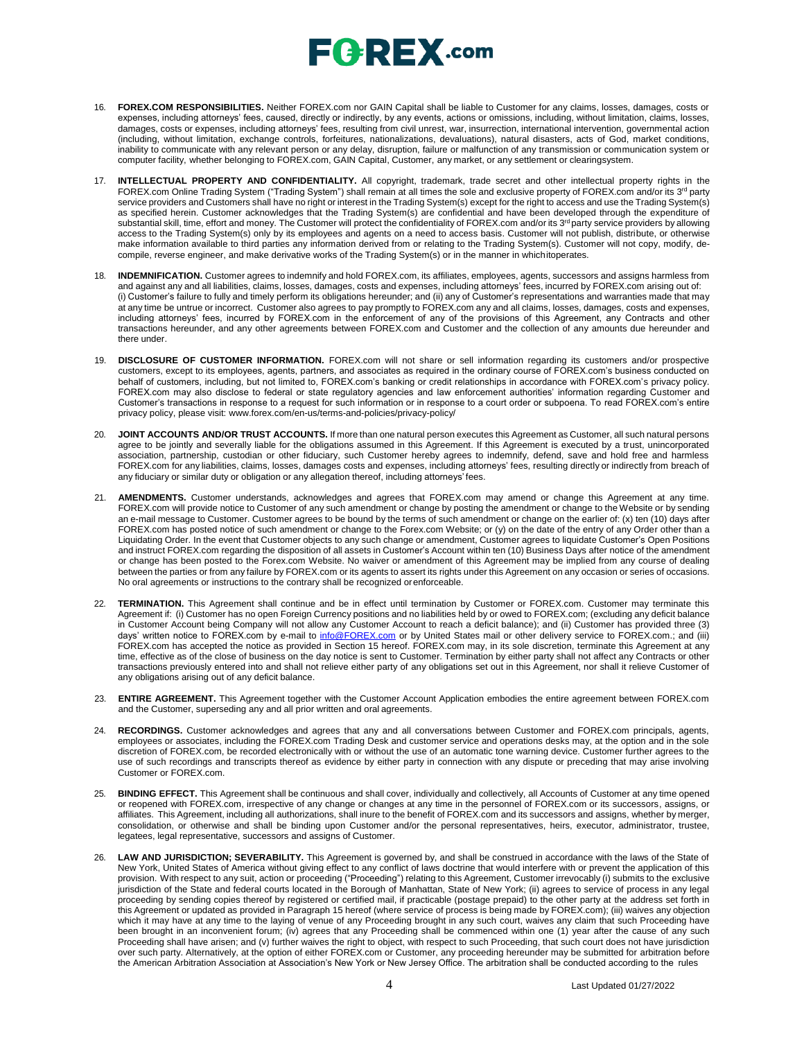16. **FOREX.COM RESPONSIBILITIES.** Neither FOREX.com nor GAIN Capital shall be liable to Customer for any claims, losses, damages, costs or expenses, including attorneys' fees, caused, directly or indirectly, by any events, actions or omissions, including, without limitation, claims, losses, damages, costs or expenses, including attorneys' fees, resulting from civil unrest, war, insurrection, international intervention, governmental action (including, without limitation, exchange controls, forfeitures, nationalizations, devaluations), natural disasters, acts of God, market conditions, inability to communicate with any relevant person or any delay, disruption, failure or malfunction of any transmission or communication system or computer facility, whether belonging to FOREX.com, GAIN Capital, Customer, any market, or any settlement or clearingsystem.

17. **INTELLECTUAL PROPERTY AND CONFIDENTIALITY.** All copyright, trademark, trade secret and other intellectual property rights in the FOREX.com Online Trading System ("Trading System") shall remain at all times the sole and exclusive property of FOREX.com and/or its 3rd party service providers and Customers shall have no right or interest in the Trading System(s) except for the right to access and use the Trading System(s) as specified herein. Customer acknowledges that the Trading System(s) are confidential and have been developed through the expenditure of substantial skill, time, effort and money. The Customer will protect the confidentiality of FOREX.com and/or its 3rd party service providers by allowing access to the Trading System(s) only by its employees and agents on a need to access basis. Customer will not publish, distribute, or otherwise make information available to third parties any information derived from or relating to the Trading System(s). Customer will not copy, modify, de-compile, reverse engineer, and make derivative works of the Trading System(s) or in the manner in whichitoperates.

18. **INDEMNIFICATION.** Customer agrees to indemnify and hold FOREX.com, its affiliates, employees, agents, successors and assigns harmless from and against any and all liabilities, claims, losses, damages, costs and expenses, including attorneys' fees, incurred by FOREX.com arising out of: (i) Customer's failure to fully and timely perform its obligations hereunder; and (ii) any of Customer's representations and warranties made that may at any time be untrue or incorrect. Customer also agrees to pay promptly to FOREX.com any and all claims, losses, damages, costs and expenses, including attorneys' fees, incurred by FOREX.com in the enforcement of any of the provisions of this Agreement, any Contracts and other transactions hereunder, and any other agreements between FOREX.com and Customer and the collection of any amounts due hereunder and there under.

19. **DISCLOSURE OF CUSTOMER INFORMATION.** FOREX.com will not share or sell information regarding its customers and/or prospective customers, except to its employees, agents, partners, and associates as required in the ordinary course of FOREX.com's business conducted on behalf of customers, including, but not limited to, FOREX.com's banking or credit relationships in accordance with FOREX.com's privacy policy. FOREX.com may also disclose to federal or state regulatory agencies and law enforcement authorities' information regarding Customer and Customer's transactions in response to a request for such information or in response to a court order or subpoena. To read FOREX.com's entire privacy policy, please visit: www.forex.com/en-us/terms-and-policies/privacy-policy/

20. **JOINT ACCOUNTS AND/OR TRUST ACCOUNTS.** If more than one natural person executes this Agreement as Customer, all such natural persons agree to be jointly and severally liable for the obligations assumed in this Agreement. If this Agreement is executed by a trust, unincorporated association, partnership, custodian or other fiduciary, such Customer hereby agrees to indemnify, defend, save and hold free and harmless FOREX.com for any liabilities, claims, losses, damages costs and expenses, including attorneys' fees, resulting directly or indirectly from breach of any fiduciary or similar duty or obligation or any allegation thereof, including attorneys' fees.

21. **AMENDMENTS.** Customer understands, acknowledges and agrees that FOREX.com may amend or change this Agreement at any time. FOREX.com will provide notice to Customer of any such amendment or change by posting the amendment or change to the Website or by sending an e-mail message to Customer. Customer agrees to be bound by the terms of such amendment or change on the earlier of: (x) ten (10) days after FOREX.com has posted notice of such amendment or change to the Forex.com Website; or (y) on the date of the entry of any Order other than a Liquidating Order. In the event that Customer objects to any such change or amendment, Customer agrees to liquidate Customer's Open Positions and instruct FOREX.com regarding the disposition of all assets in Customer's Account within ten (10) Business Days after notice of the amendment or change has been posted to the Forex.com Website. No waiver or amendment of this Agreement may be implied from any course of dealing between the parties or from any failure by FOREX.com or its agents to assert its rights under this Agreement on any occasion or series of occasions. No oral agreements or instructions to the contrary shall be recognized orenforceable.

22. **TERMINATION.** This Agreement shall continue and be in effect until termination by Customer or FOREX.com. Customer may terminate this Agreement if: (i) Customer has no open Foreign Currency positions and no liabilities held by or owed to FOREX.com; (excluding any deficit balance in Customer Account being Company will not allow any Customer Account to reach a deficit balance); and (ii) Customer has provided three (3) days' written notice to FOREX.com by e-mail to info@FOREX.com or by United States mail or other delivery service to FOREX.com.; and (iii) FOREX.com has accepted the notice as provided in Section 15 hereof. FOREX.com may, in its sole discretion, terminate this Agreement at any time, effective as of the close of business on the day notice is sent to Customer. Termination by either party shall not affect any Contracts or other transactions previously entered into and shall not relieve either party of any obligations set out in this Agreement, nor shall it relieve Customer of any obligations arising out of any deficit balance.

23. **ENTIRE AGREEMENT.** This Agreement together with the Customer Account Application embodies the entire agreement between FOREX.com and the Customer, superseding any and all prior written and oral agreements.

24. **RECORDINGS.** Customer acknowledges and agrees that any and all conversations between Customer and FOREX.com principals, agents, employees or associates, including the FOREX.com Trading Desk and customer service and operations desks may, at the option and in the sole discretion of FOREX.com, be recorded electronically with or without the use of an automatic tone warning device. Customer further agrees to the use of such recordings and transcripts thereof as evidence by either party in connection with any dispute or preceding that may arise involving Customer or FOREX.com.

25. **BINDING EFFECT.** This Agreement shall be continuous and shall cover, individually and collectively, all Accounts of Customer at any time opened or reopened with FOREX.com, irrespective of any change or changes at any time in the personnel of FOREX.com or its successors, assigns, or affiliates. This Agreement, including all authorizations, shall inure to the benefit of FOREX.com and its successors and assigns, whether by merger, consolidation, or otherwise and shall be binding upon Customer and/or the personal representatives, heirs, executor, administrator, trustee, legatees, legal representative, successors and assigns of Customer.

26. **LAW AND JURISDICTION; SEVERABILITY.** This Agreement is governed by, and shall be construed in accordance with the laws of the State of New York, United States of America without giving effect to any conflict of laws doctrine that would interfere with or prevent the application of this provision. With respect to any suit, action or proceeding ("Proceeding") relating to this Agreement, Customer irrevocably (i) submits to the exclusive jurisdiction of the State and federal courts located in the Borough of Manhattan, State of New York; (ii) agrees to service of process in any legal proceeding by sending copies thereof by registered or certified mail, if practicable (postage prepaid) to the other party at the address set forth in this Agreement or updated as provided in Paragraph 15 hereof (where service of process is being made by FOREX.com); (iii) waives any objection which it may have at any time to the laying of venue of any Proceeding brought in any such court, waives any claim that such Proceeding have been brought in an inconvenient forum; (iv) agrees that any Proceeding shall be commenced within one (1) year after the cause of any such Proceeding shall have arisen; and (v) further waives the right to object, with respect to such Proceeding, that such court does not have jurisdiction over such party. Alternatively, at the option of either FOREX.com or Customer, any proceeding hereunder may be submitted for arbitration before the American Arbitration Association at Association's New York or New Jersey Office. The arbitration shall be conducted according to the rules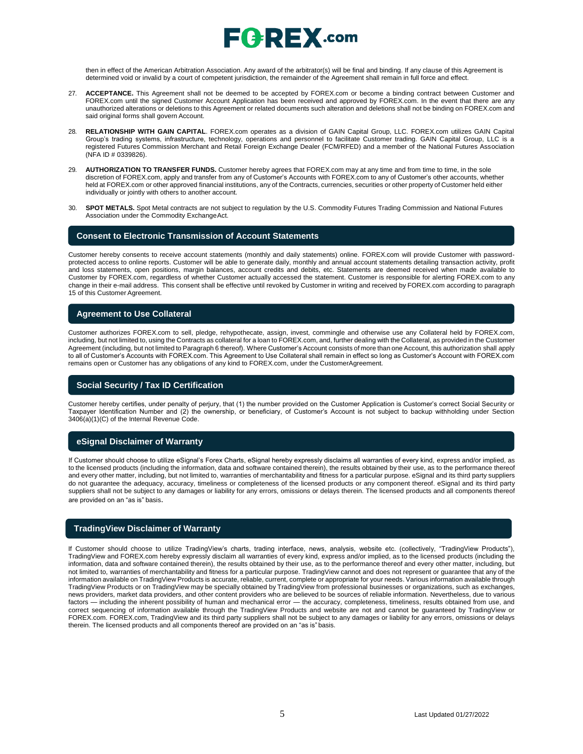then in effect of the American Arbitration Association. Any award of the arbitrator(s) will be final and binding. If any clause of this Agreement is determined void or invalid by a court of competent jurisdiction, the remainder of the Agreement shall remain in full force and effect.

27. **ACCEPTANCE.** This Agreement shall not be deemed to be accepted by FOREX.com or become a binding contract between Customer and FOREX.com until the signed Customer Account Application has been received and approved by FOREX.com. In the event that there are any unauthorized alterations or deletions to this Agreement or related documents such alteration and deletions shall not be binding on FOREX.com and said original forms shall govern Account.

28. **RELATIONSHIP WITH GAIN CAPITAL**. FOREX.com operates as a division of GAIN Capital Group, LLC. FOREX.com utilizes GAIN Capital Group's trading systems, infrastructure, technology, operations and personnel to facilitate Customer trading. GAIN Capital Group, LLC is a registered Futures Commission Merchant and Retail Foreign Exchange Dealer (FCM/RFED) and a member of the National Futures Association (NFA ID # 0339826).

29. **AUTHORIZATION TO TRANSFER FUNDS.** Customer hereby agrees that FOREX.com may at any time and from time to time, in the sole discretion of FOREX.com, apply and transfer from any of Customer's Accounts with FOREX.com to any of Customer's other accounts, whether held at FOREX.com or other approved financial institutions, any of the Contracts, currencies, securities or other property of Customer held either individually or jointly with others to another account.

30. **SPOT METALS.** Spot Metal contracts are not subject to regulation by the U.S. Commodity Futures Trading Commission and National Futures Association under the Commodity Exchange Act.

## Consent to Electronic Transmission of Account Statements

Customer hereby consents to receive account statements (monthly and daily statements) online. FOREX.com will provide Customer with password-protected access to online reports. Customer will be able to generate daily, monthly and annual account statements detailing transaction activity, profit and loss statements, open positions, margin balances, account credits and debits, etc. Statements are deemed received when made available to Customer by FOREX.com, regardless of whether Customer actually accessed the statement. Customer is responsible for alerting FOREX.com to any change in their e-mail address. This consent shall be effective until revoked by Customer in writing and received by FOREX.com according to paragraph 15 of this Customer Agreement.

## Agreement to Use Collateral

Customer authorizes FOREX.com to sell, pledge, rehypothecate, assign, invest, commingle and otherwise use any Collateral held by FOREX.com, including, but not limited to, using the Contracts as collateral for a loan to FOREX.com, and, further dealing with the Collateral, as provided in the Customer Agreement (including, but not limited to Paragraph 6 thereof). Where Customer's Account consists of more than one Account, this authorization shall apply to all of Customer's Accounts with FOREX.com. This Agreement to Use Collateral shall remain in effect so long as Customer's Account with FOREX.com remains open or Customer has any obligations of any kind to FOREX.com, under the Customer Agreement.

## Social Security / Tax ID Certification

Customer hereby certifies, under penalty of perjury, that (1) the number provided on the Customer Application is Customer's correct Social Security or Taxpayer Identification Number and (2) the ownership, or beneficiary, of Customer's Account is not subject to backup withholding under Section 3406(a)(1)(C) of the Internal Revenue Code.

## eSignal Disclaimer of Warranty

If Customer should choose to utilize eSignal's Forex Charts, eSignal hereby expressly disclaims all warranties of every kind, express and/or implied, as to the licensed products (including the information, data and software contained therein), the results obtained by their use, as to the performance thereof and every other matter, including, but not limited to, warranties of merchantability and fitness for a particular purpose. eSignal and its third party suppliers do not guarantee the adequacy, accuracy, timeliness or completeness of the licensed products or any component thereof. eSignal and its third party suppliers shall not be subject to any damages or liability for any errors, omissions or delays therein. The licensed products and all components thereof are provided on an "as is" basis.

## TradingView Disclaimer of Warranty

If Customer should choose to utilize TradingView's charts, trading interface, news, analysis, website etc. (collectively, "TradingView Products"), TradingView and FOREX.com hereby expressly disclaim all warranties of every kind, express and/or implied, as to the licensed products (including the information, data and software contained therein), the results obtained by their use, as to the performance thereof and every other matter, including, but not limited to, warranties of merchantability and fitness for a particular purpose. TradingView cannot and does not represent or guarantee that any of the information available on TradingView Products is accurate, reliable, current, complete or appropriate for your needs. Various information available through TradingView Products or on TradingView may be specially obtained by TradingView from professional businesses or organizations, such as exchanges, news providers, market data providers, and other content providers who are believed to be sources of reliable information. Nevertheless, due to various factors — including the inherent possibility of human and mechanical error — the accuracy, completeness, timeliness, results obtained from use, and correct sequencing of information available through the TradingView Products and website are not and cannot be guaranteed by TradingView or FOREX.com. FOREX.com, TradingView and its third party suppliers shall not be subject to any damages or liability for any errors, omissions or delays therein. The licensed products and all components thereof are provided on an "as is" basis.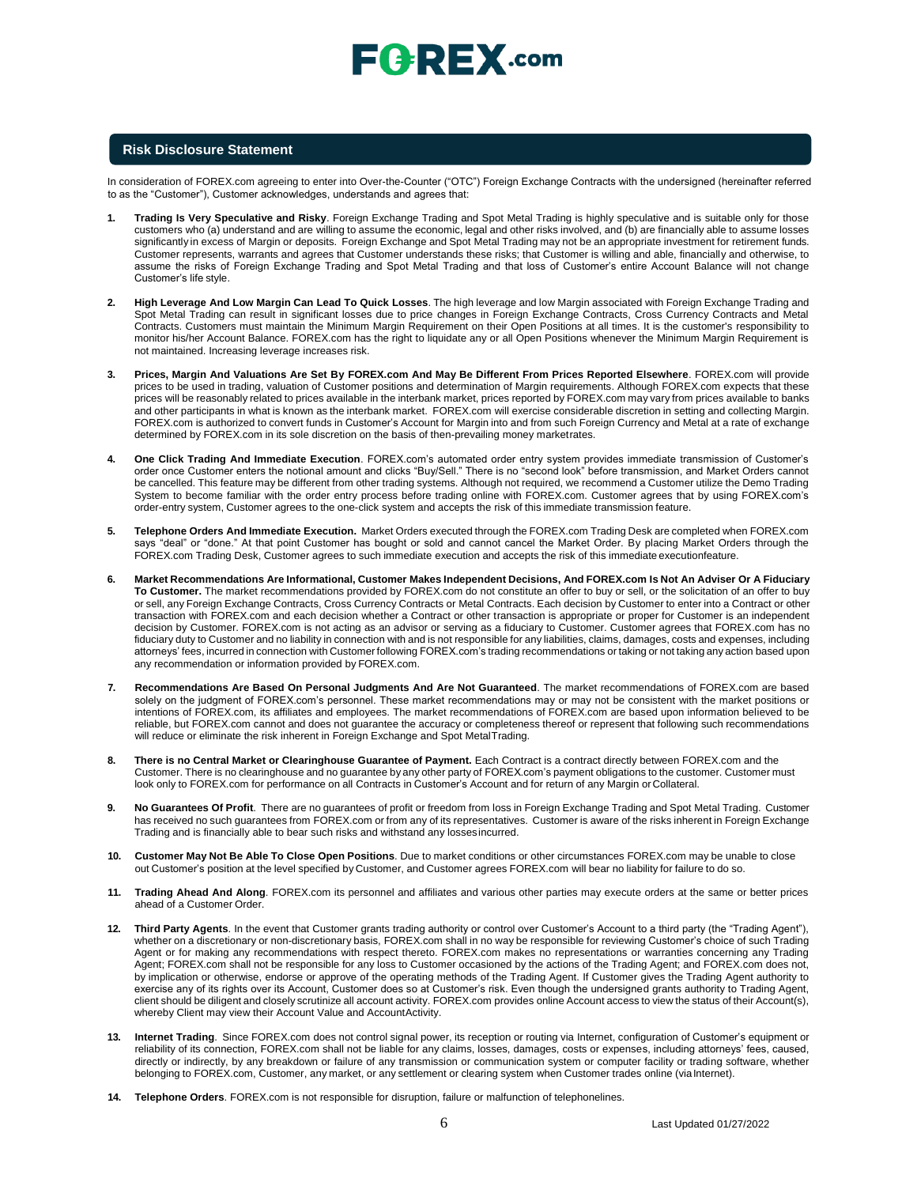## Risk Disclosure Statement

In consideration of FOREX.com agreeing to enter into Over-the-Counter ("OTC") Foreign Exchange Contracts with the undersigned (hereinafter referred to as the "Customer"), Customer acknowledges, understands and agrees that:

1. **Trading Is Very Speculative and Risky**. Foreign Exchange Trading and Spot Metal Trading is highly speculative and is suitable only for those customers who (a) understand and are willing to assume the economic, legal and other risks involved, and (b) are financially able to assume losses significantly in excess of Margin or deposits. Foreign Exchange and Spot Metal Trading may not be an appropriate investment for retirement funds. Customer represents, warrants and agrees that Customer understands these risks; that Customer is willing and able, financially and otherwise, to assume the risks of Foreign Exchange Trading and Spot Metal Trading and that loss of Customer's entire Account Balance will not change Customer's life style.

2. **High Leverage And Low Margin Can Lead To Quick Losses**. The high leverage and low Margin associated with Foreign Exchange Trading and Spot Metal Trading can result in significant losses due to price changes in Foreign Exchange Contracts, Cross Currency Contracts and Metal Contracts. Customers must maintain the Minimum Margin Requirement on their Open Positions at all times. It is the customer's responsibility to monitor his/her Account Balance. FOREX.com has the right to liquidate any or all Open Positions whenever the Minimum Margin Requirement is not maintained. Increasing leverage increases risk.

3. **Prices, Margin And Valuations Are Set By FOREX.com And May Be Different From Prices Reported Elsewhere**. FOREX.com will provide prices to be used in trading, valuation of Customer positions and determination of Margin requirements. Although FOREX.com expects that these prices will be reasonably related to prices available in the interbank market, prices reported by FOREX.com may vary from prices available to banks and other participants in what is known as the interbank market. FOREX.com will exercise considerable discretion in setting and collecting Margin. FOREX.com is authorized to convert funds in Customer's Account for Margin into and from such Foreign Currency and Metal at a rate of exchange determined by FOREX.com in its sole discretion on the basis of then-prevailing money marketrates.

4. **One Click Trading And Immediate Execution**. FOREX.com's automated order entry system provides immediate transmission of Customer's order once Customer enters the notional amount and clicks "Buy/Sell." There is no "second look" before transmission, and Market Orders cannot be cancelled. This feature may be different from other trading systems. Although not required, we recommend a Customer utilize the Demo Trading System to become familiar with the order entry process before trading online with FOREX.com. Customer agrees that by using FOREX.com's order-entry system, Customer agrees to the one-click system and accepts the risk of this immediate transmission feature.

5. **Telephone Orders And Immediate Execution.** Market Orders executed through the FOREX.com Trading Desk are completed when FOREX.com says "deal" or "done." At that point Customer has bought or sold and cannot cancel the Market Order. By placing Market Orders through the FOREX.com Trading Desk, Customer agrees to such immediate execution and accepts the risk of this immediate executionfeature.

6. **Market Recommendations Are Informational, Customer Makes Independent Decisions, And FOREX.com Is Not An Adviser Or A Fiduciary To Customer.** The market recommendations provided by FOREX.com do not constitute an offer to buy or sell, or the solicitation of an offer to buy or sell, any Foreign Exchange Contracts, Cross Currency Contracts or Metal Contracts. Each decision by Customer to enter into a Contract or other transaction with FOREX.com and each decision whether a Contract or other transaction is appropriate or proper for Customer is an independent decision by Customer. FOREX.com is not acting as an advisor or serving as a fiduciary to Customer. Customer agrees that FOREX.com has no fiduciary duty to Customer and no liability in connection with and is not responsible for any liabilities, claims, damages, costs and expenses, including attorneys' fees, incurred in connection with Customer following FOREX.com's trading recommendations or taking or not taking any action based upon any recommendation or information provided by FOREX.com.

7. **Recommendations Are Based On Personal Judgments And Are Not Guaranteed**. The market recommendations of FOREX.com are based solely on the judgment of FOREX.com's personnel. These market recommendations may or may not be consistent with the market positions or intentions of FOREX.com, its affiliates and employees. The market recommendations of FOREX.com are based upon information believed to be reliable, but FOREX.com cannot and does not guarantee the accuracy or completeness thereof or represent that following such recommendations will reduce or eliminate the risk inherent in Foreign Exchange and Spot MetalTrading.

8. **There is no Central Market or Clearinghouse Guarantee of Payment.** Each Contract is a contract directly between FOREX.com and the Customer. There is no clearinghouse and no guarantee by any other party of FOREX.com's payment obligations to the customer. Customer must look only to FOREX.com for performance on all Contracts in Customer's Account and for return of any Margin or Collateral.

9. **No Guarantees Of Profit**. There are no guarantees of profit or freedom from loss in Foreign Exchange Trading and Spot Metal Trading. Customer has received no such guarantees from FOREX.com or from any of its representatives. Customer is aware of the risks inherent in Foreign Exchange Trading and is financially able to bear such risks and withstand any lossesincurred.

10. **Customer May Not Be Able To Close Open Positions**. Due to market conditions or other circumstances FOREX.com may be unable to close out Customer's position at the level specified by Customer, and Customer agrees FOREX.com will bear no liability for failure to do so.

11. **Trading Ahead And Along**. FOREX.com its personnel and affiliates and various other parties may execute orders at the same or better prices ahead of a Customer Order.

12. **Third Party Agents**. In the event that Customer grants trading authority or control over Customer's Account to a third party (the "Trading Agent"), whether on a discretionary or non-discretionary basis, FOREX.com shall in no way be responsible for reviewing Customer's choice of such Trading Agent or for making any recommendations with respect thereto. FOREX.com makes no representations or warranties concerning any Trading Agent; FOREX.com shall not be responsible for any loss to Customer occasioned by the actions of the Trading Agent; and FOREX.com does not, by implication or otherwise, endorse or approve of the operating methods of the Trading Agent. If Customer gives the Trading Agent authority to exercise any of its rights over its Account, Customer does so at Customer's risk. Even though the undersigned grants authority to Trading Agent, client should be diligent and closely scrutinize all account activity. FOREX.com provides online Account access to view the status of their Account(s), whereby Client may view their Account Value and AccountActivity.

13. **Internet Trading**. Since FOREX.com does not control signal power, its reception or routing via Internet, configuration of Customer's equipment or reliability of its connection, FOREX.com shall not be liable for any claims, losses, damages, costs or expenses, including attorneys' fees, caused, directly or indirectly, by any breakdown or failure of any transmission or communication system or computer facility or trading software, whether belonging to FOREX.com, Customer, any market, or any settlement or clearing system when Customer trades online (via Internet).

14. **Telephone Orders**. FOREX.com is not responsible for disruption, failure or malfunction of telephonelines.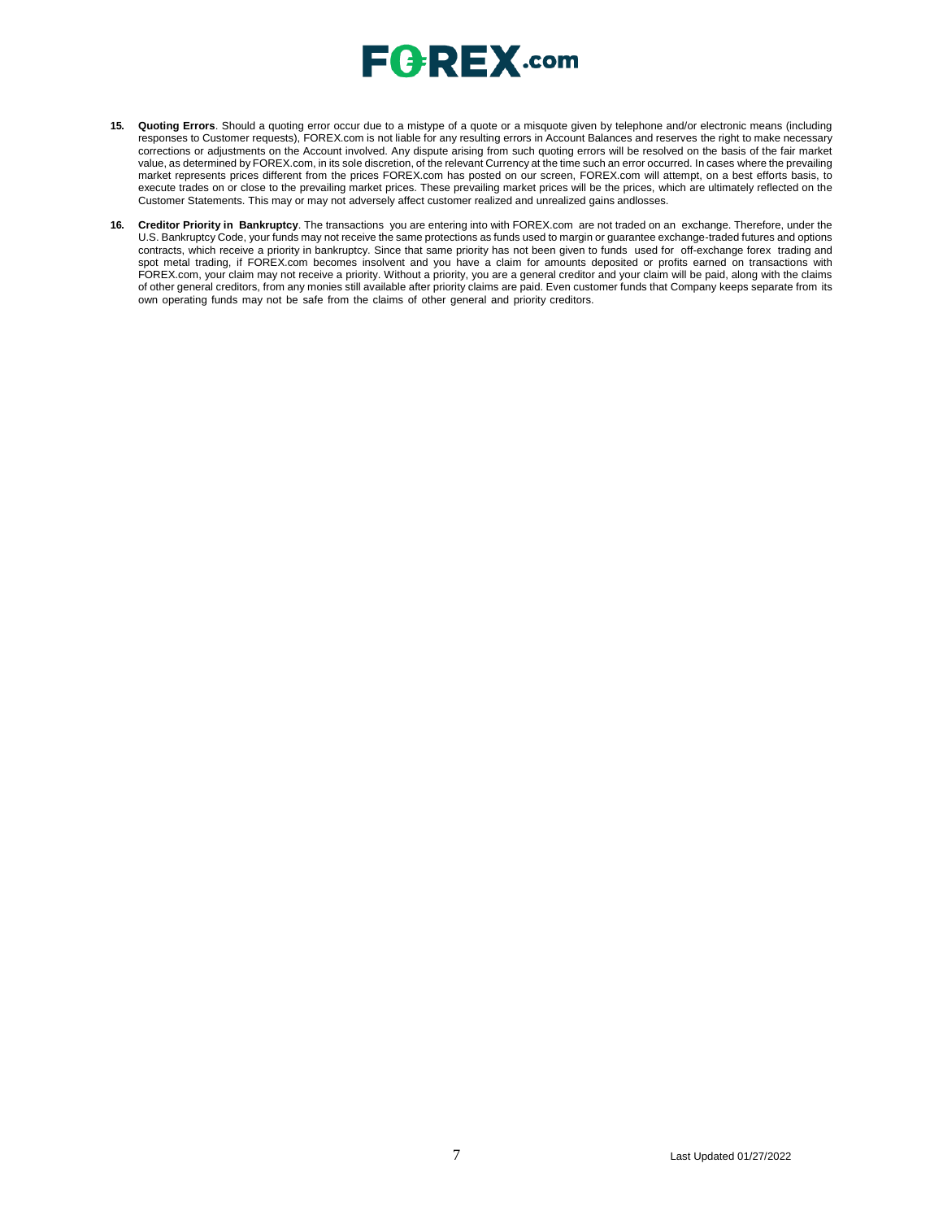15. **Quoting Errors**. Should a quoting error occur due to a mistype of a quote or a misquote given by telephone and/or electronic means (including responses to Customer requests), FOREX.com is not liable for any resulting errors in Account Balances and reserves the right to make necessary corrections or adjustments on the Account involved. Any dispute arising from such quoting errors will be resolved on the basis of the fair market value, as determined by FOREX.com, in its sole discretion, of the relevant Currency at the time such an error occurred. In cases where the prevailing market represents prices different from the prices FOREX.com has posted on our screen, FOREX.com will attempt, on a best efforts basis, to execute trades on or close to the prevailing market prices. These prevailing market prices will be the prices, which are ultimately reflected on the Customer Statements. This may or may not adversely affect customer realized and unrealized gains andlosses.

16. **Creditor Priority in Bankruptcy**. The transactions you are entering into with FOREX.com are not traded on an exchange. Therefore, under the U.S. Bankruptcy Code, your funds may not receive the same protections as funds used to margin or guarantee exchange-traded futures and options contracts, which receive a priority in bankruptcy. Since that same priority has not been given to funds used for off-exchange forex trading and spot metal trading, if FOREX.com becomes insolvent and you have a claim for amounts deposited or profits earned on transactions with FOREX.com, your claim may not receive a priority. Without a priority, you are a general creditor and your claim will be paid, along with the claims of other general creditors, from any monies still available after priority claims are paid. Even customer funds that Company keeps separate from its own operating funds may not be safe from the claims of other general and priority creditors.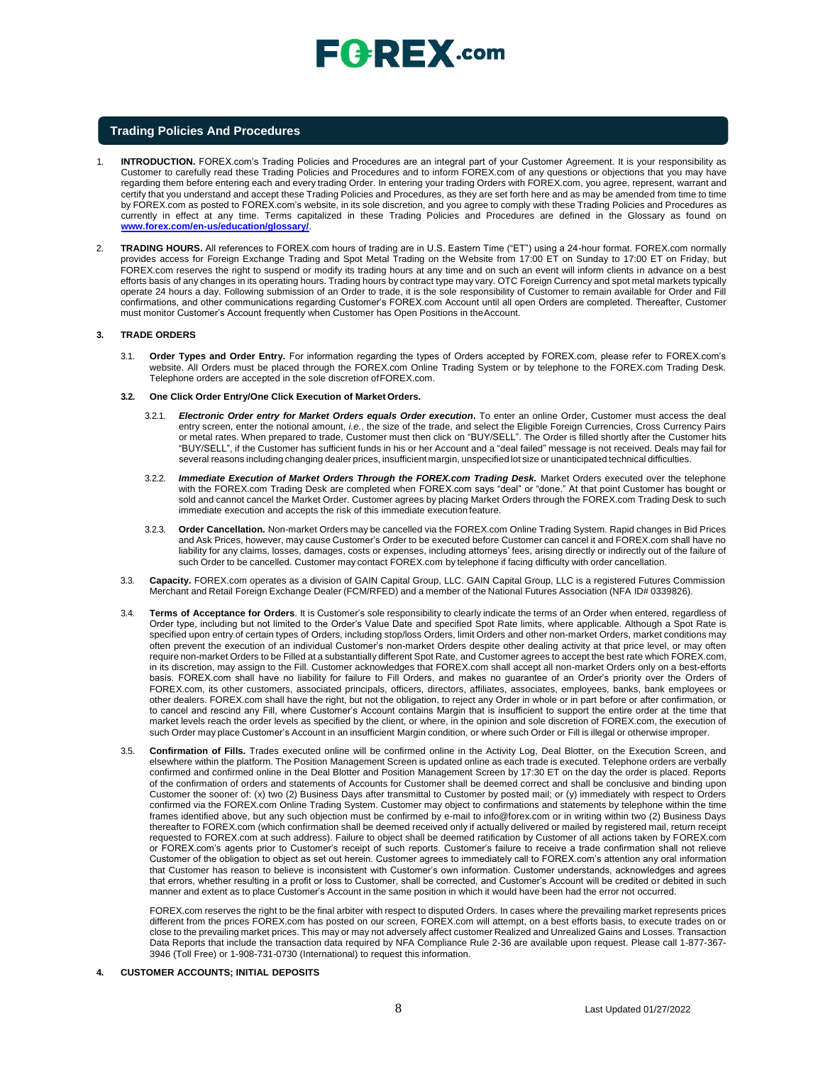## Trading Policies And Procedures

1. **INTRODUCTION.** FOREX.com's Trading Policies and Procedures are an integral part of your Customer Agreement. It is your responsibility as Customer to carefully read these Trading Policies and Procedures and to inform FOREX.com of any questions or objections that you may have regarding them before entering each and every trading Order. In entering your trading Orders with FOREX.com, you agree, represent, warrant and certify that you understand and accept these Trading Policies and Procedures, as they are set forth here and as may be amended from time to time by FOREX.com as posted to FOREX.com's website, in its sole discretion, and you agree to comply with these Trading Policies and Procedures as currently in effect at any time. Terms capitalized in these Trading Policies and Procedures are defined in the Glossary as found on **www.forex.com/en-us/education/glossary/**.

2. **TRADING HOURS.** All references to FOREX.com hours of trading are in U.S. Eastern Time ("ET") using a 24-hour format. FOREX.com normally provides access for Foreign Exchange Trading and Spot Metal Trading on the Website from 17:00 ET on Sunday to 17:00 ET on Friday, but FOREX.com reserves the right to suspend or modify its trading hours at any time and on such an event will inform clients in advance on a best efforts basis of any changes in its operating hours. Trading hours by contract type may vary. OTC Foreign Currency and spot metal markets typically operate 24 hours a day. Following submission of an Order to trade, it is the sole responsibility of Customer to remain available for Order and Fill confirmations, and other communications regarding Customer's FOREX.com Account until all open Orders are completed. Thereafter, Customer must monitor Customer's Account frequently when Customer has Open Positions in the Account.

### 3. TRADE ORDERS

3.1. **Order Types and Order Entry.** For information regarding the types of Orders accepted by FOREX.com, please refer to FOREX.com's website. All Orders must be placed through the FOREX.com Online Trading System or by telephone to the FOREX.com Trading Desk. Telephone orders are accepted in the sole discretion of FOREX.com.

**3.2. One Click Order Entry/One Click Execution of Market Orders.**

3.2.1. ***Electronic Order entry for Market Orders equals Order execution.*** To enter an online Order, Customer must access the deal entry screen, enter the notional amount, *i.e.*, the size of the trade, and select the Eligible Foreign Currencies, Cross Currency Pairs or metal rates. When prepared to trade, Customer must then click on "BUY/SELL". The Order is filled shortly after the Customer hits "BUY/SELL", if the Customer has sufficient funds in his or her Account and a "deal failed" message is not received. Deals may fail for several reasons including changing dealer prices, insufficient margin, unspecified lot size or unanticipated technical difficulties.

3.2.2. ***Immediate Execution of Market Orders Through the FOREX.com Trading Desk.*** Market Orders executed over the telephone with the FOREX.com Trading Desk are completed when FOREX.com says "deal" or "done." At that point Customer has bought or sold and cannot cancel the Market Order. Customer agrees by placing Market Orders through the FOREX.com Trading Desk to such immediate execution and accepts the risk of this immediate execution feature.

3.2.3. **Order Cancellation.** Non-market Orders may be cancelled via the FOREX.com Online Trading System. Rapid changes in Bid Prices and Ask Prices, however, may cause Customer's Order to be executed before Customer can cancel it and FOREX.com shall have no liability for any claims, losses, damages, costs or expenses, including attorneys' fees, arising directly or indirectly out of the failure of such Order to be cancelled. Customer may contact FOREX.com by telephone if facing difficulty with order cancellation.

3.3. **Capacity.** FOREX.com operates as a division of GAIN Capital Group, LLC. GAIN Capital Group, LLC is a registered Futures Commission Merchant and Retail Foreign Exchange Dealer (FCM/RFED) and a member of the National Futures Association (NFA ID# 0339826).

3.4. **Terms of Acceptance for Orders**. It is Customer's sole responsibility to clearly indicate the terms of an Order when entered, regardless of Order type, including but not limited to the Order's Value Date and specified Spot Rate limits, where applicable. Although a Spot Rate is specified upon entry of certain types of Orders, including stop/loss Orders, limit Orders and other non-market Orders, market conditions may often prevent the execution of an individual Customer's non-market Orders despite other dealing activity at that price level, or may often require non-market Orders to be Filled at a substantially different Spot Rate, and Customer agrees to accept the best rate which FOREX.com, in its discretion, may assign to the Fill. Customer acknowledges that FOREX.com shall accept all non-market Orders only on a best-efforts basis. FOREX.com shall have no liability for failure to Fill Orders, and makes no guarantee of an Order's priority over the Orders of FOREX.com, its other customers, associated principals, officers, directors, affiliates, associates, employees, banks, bank employees or other dealers. FOREX.com shall have the right, but not the obligation, to reject any Order in whole or in part before or after confirmation, or to cancel and rescind any Fill, where Customer's Account contains Margin that is insufficient to support the entire order at the time that market levels reach the order levels as specified by the client, or where, in the opinion and sole discretion of FOREX.com, the execution of such Order may place Customer's Account in an insufficient Margin condition, or where such Order or Fill is illegal or otherwise improper.

3.5. **Confirmation of Fills.** Trades executed online will be confirmed online in the Activity Log, Deal Blotter, on the Execution Screen, and elsewhere within the platform. The Position Management Screen is updated online as each trade is executed. Telephone orders are verbally confirmed and confirmed online in the Deal Blotter and Position Management Screen by 17:30 ET on the day the order is placed. Reports of the confirmation of orders and statements of Accounts for Customer shall be deemed correct and shall be conclusive and binding upon Customer the sooner of: (x) two (2) Business Days after transmittal to Customer by posted mail; or (y) immediately with respect to Orders confirmed via the FOREX.com Online Trading System. Customer may object to confirmations and statements by telephone within the time frames identified above, but any such objection must be confirmed by e-mail to info@forex.com or in writing within two (2) Business Days thereafter to FOREX.com (which confirmation shall be deemed received only if actually delivered or mailed by registered mail, return receipt requested to FOREX.com at such address). Failure to object shall be deemed ratification by Customer of all actions taken by FOREX.com or FOREX.com's agents prior to Customer's receipt of such reports. Customer's failure to receive a trade confirmation shall not relieve Customer of the obligation to object as set out herein. Customer agrees to immediately call to FOREX.com's attention any oral information that Customer has reason to believe is inconsistent with Customer's own information. Customer understands, acknowledges and agrees that errors, whether resulting in a profit or loss to Customer, shall be corrected, and Customer's Account will be credited or debited in such manner and extent as to place Customer's Account in the same position in which it would have been had the error not occurred.

FOREX.com reserves the right to be the final arbiter with respect to disputed Orders. In cases where the prevailing market represents prices different from the prices FOREX.com has posted on our screen, FOREX.com will attempt, on a best efforts basis, to execute trades on or close to the prevailing market prices. This may or may not adversely affect customer Realized and Unrealized Gains and Losses. Transaction Data Reports that include the transaction data required by NFA Compliance Rule 2-36 are available upon request. Please call 1-877-367-3946 (Toll Free) or 1-908-731-0730 (International) to request this information.

### 4. CUSTOMER ACCOUNTS; INITIAL DEPOSITS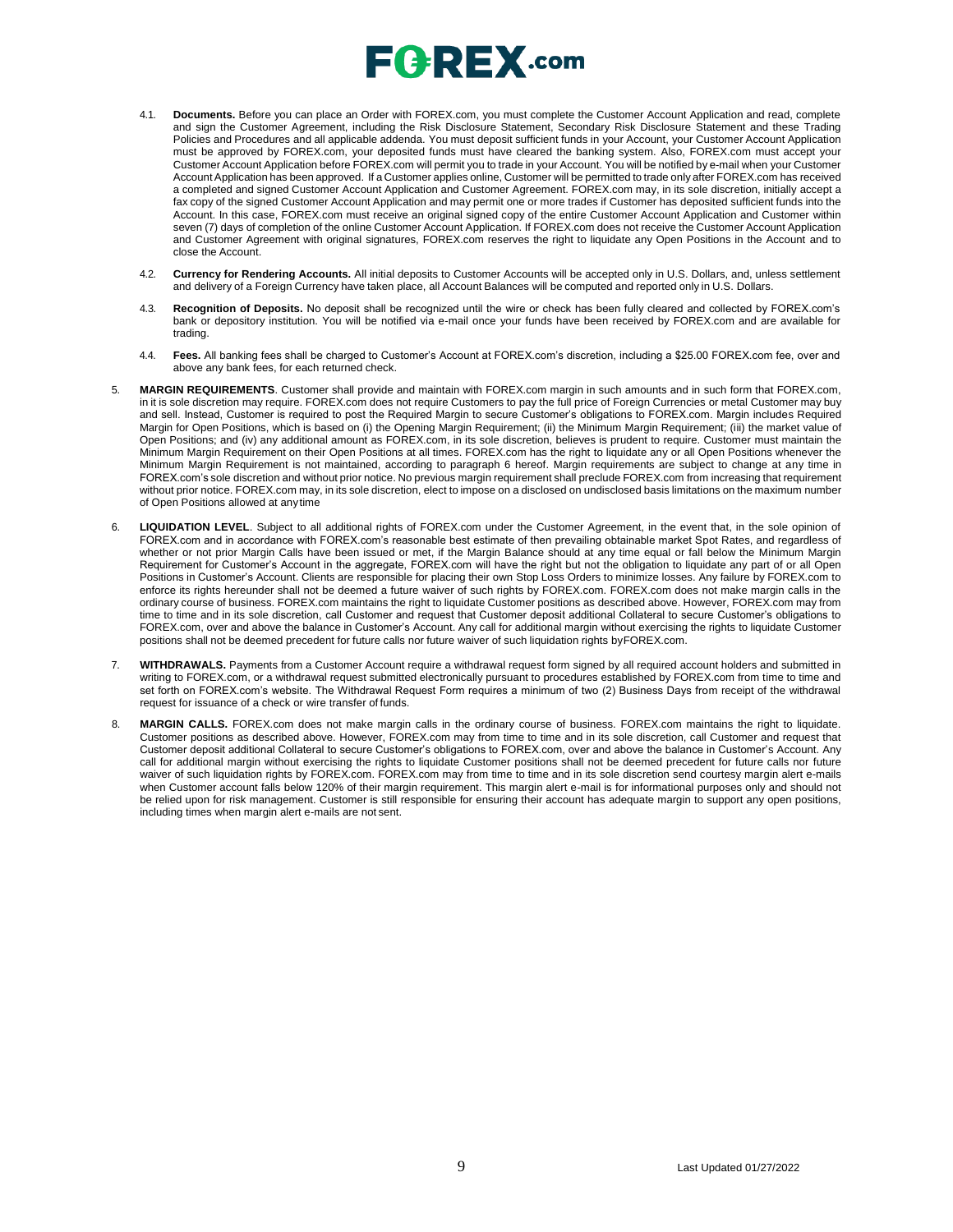4.1. **Documents.** Before you can place an Order with FOREX.com, you must complete the Customer Account Application and read, complete and sign the Customer Agreement, including the Risk Disclosure Statement, Secondary Risk Disclosure Statement and these Trading Policies and Procedures and all applicable addenda. You must deposit sufficient funds in your Account, your Customer Account Application must be approved by FOREX.com, your deposited funds must have cleared the banking system. Also, FOREX.com must accept your Customer Account Application before FOREX.com will permit you to trade in your Account. You will be notified by e-mail when your Customer Account Application has been approved. If a Customer applies online, Customer will be permitted to trade only after FOREX.com has received a completed and signed Customer Account Application and Customer Agreement. FOREX.com may, in its sole discretion, initially accept a fax copy of the signed Customer Account Application and may permit one or more trades if Customer has deposited sufficient funds into the Account. In this case, FOREX.com must receive an original signed copy of the entire Customer Account Application and Customer within seven (7) days of completion of the online Customer Account Application. If FOREX.com does not receive the Customer Account Application and Customer Agreement with original signatures, FOREX.com reserves the right to liquidate any Open Positions in the Account and to close the Account.

4.2. **Currency for Rendering Accounts.** All initial deposits to Customer Accounts will be accepted only in U.S. Dollars, and, unless settlement and delivery of a Foreign Currency have taken place, all Account Balances will be computed and reported only in U.S. Dollars.

4.3. **Recognition of Deposits.** No deposit shall be recognized until the wire or check has been fully cleared and collected by FOREX.com's bank or depository institution. You will be notified via e-mail once your funds have been received by FOREX.com and are available for trading.

4.4. **Fees.** All banking fees shall be charged to Customer's Account at FOREX.com's discretion, including a $25.00 FOREX.com fee, over and above any bank fees, for each returned check.

5. **MARGIN REQUIREMENTS**. Customer shall provide and maintain with FOREX.com margin in such amounts and in such form that FOREX.com, in it is sole discretion may require. FOREX.com does not require Customers to pay the full price of Foreign Currencies or metal Customer may buy and sell. Instead, Customer is required to post the Required Margin to secure Customer's obligations to FOREX.com. Margin includes Required Margin for Open Positions, which is based on (i) the Opening Margin Requirement; (ii) the Minimum Margin Requirement; (iii) the market value of Open Positions; and (iv) any additional amount as FOREX.com, in its sole discretion, believes is prudent to require. Customer must maintain the Minimum Margin Requirement on their Open Positions at all times. FOREX.com has the right to liquidate any or all Open Positions whenever the Minimum Margin Requirement is not maintained, according to paragraph 6 hereof. Margin requirements are subject to change at any time in FOREX.com's sole discretion and without prior notice. No previous margin requirement shall preclude FOREX.com from increasing that requirement without prior notice. FOREX.com may, in its sole discretion, elect to impose on a disclosed on undisclosed basis limitations on the maximum number of Open Positions allowed at any time

6. **LIQUIDATION LEVEL**. Subject to all additional rights of FOREX.com under the Customer Agreement, in the event that, in the sole opinion of FOREX.com and in accordance with FOREX.com's reasonable best estimate of then prevailing obtainable market Spot Rates, and regardless of whether or not prior Margin Calls have been issued or met, if the Margin Balance should at any time equal or fall below the Minimum Margin Requirement for Customer's Account in the aggregate, FOREX.com will have the right but not the obligation to liquidate any part of or all Open Positions in Customer's Account. Clients are responsible for placing their own Stop Loss Orders to minimize losses. Any failure by FOREX.com to enforce its rights hereunder shall not be deemed a future waiver of such rights by FOREX.com. FOREX.com does not make margin calls in the ordinary course of business. FOREX.com maintains the right to liquidate Customer positions as described above. However, FOREX.com may from time to time and in its sole discretion, call Customer and request that Customer deposit additional Collateral to secure Customer's obligations to FOREX.com, over and above the balance in Customer's Account. Any call for additional margin without exercising the rights to liquidate Customer positions shall not be deemed precedent for future calls nor future waiver of such liquidation rights byFOREX.com.

7. **WITHDRAWALS.** Payments from a Customer Account require a withdrawal request form signed by all required account holders and submitted in writing to FOREX.com, or a withdrawal request submitted electronically pursuant to procedures established by FOREX.com from time to time and set forth on FOREX.com's website. The Withdrawal Request Form requires a minimum of two (2) Business Days from receipt of the withdrawal request for issuance of a check or wire transfer of funds.

8. **MARGIN CALLS.** FOREX.com does not make margin calls in the ordinary course of business. FOREX.com maintains the right to liquidate. Customer positions as described above. However, FOREX.com may from time to time and in its sole discretion, call Customer and request that Customer deposit additional Collateral to secure Customer's obligations to FOREX.com, over and above the balance in Customer's Account. Any call for additional margin without exercising the rights to liquidate Customer positions shall not be deemed precedent for future calls nor future waiver of such liquidation rights by FOREX.com. FOREX.com may from time to time and in its sole discretion send courtesy margin alert e-mails when Customer account falls below 120% of their margin requirement. This margin alert e-mail is for informational purposes only and should not be relied upon for risk management. Customer is still responsible for ensuring their account has adequate margin to support any open positions, including times when margin alert e-mails are not sent.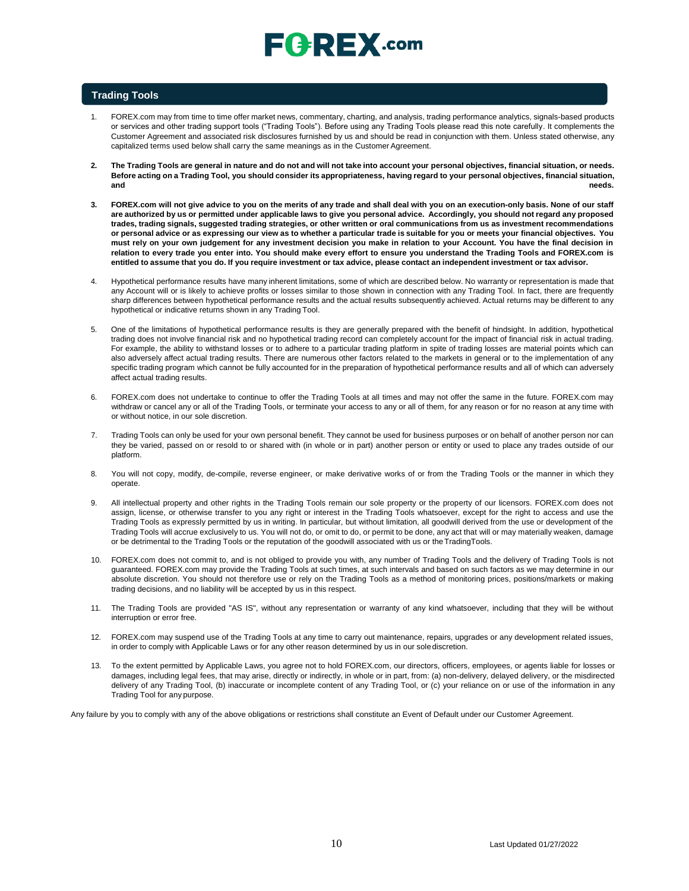## Trading Tools

1. FOREX.com may from time to time offer market news, commentary, charting, and analysis, trading performance analytics, signals-based products or services and other trading support tools ("Trading Tools"). Before using any Trading Tools please read this note carefully. It complements the Customer Agreement and associated risk disclosures furnished by us and should be read in conjunction with them. Unless stated otherwise, any capitalized terms used below shall carry the same meanings as in the Customer Agreement.

2. **The Trading Tools are general in nature and do not and will not take into account your personal objectives, financial situation, or needs. Before acting on a Trading Tool, you should consider its appropriateness, having regard to your personal objectives, financial situation, and needs.**

3. **FOREX.com will not give advice to you on the merits of any trade and shall deal with you on an execution-only basis. None of our staff are authorized by us or permitted under applicable laws to give you personal advice. Accordingly, you should not regard any proposed trades, trading signals, suggested trading strategies, or other written or oral communications from us as investment recommendations or personal advice or as expressing our view as to whether a particular trade is suitable for you or meets your financial objectives. You must rely on your own judgement for any investment decision you make in relation to your Account. You have the final decision in relation to every trade you enter into. You should make every effort to ensure you understand the Trading Tools and FOREX.com is entitled to assume that you do. If you require investment or tax advice, please contact an independent investment or tax advisor.**

4. Hypothetical performance results have many inherent limitations, some of which are described below. No warranty or representation is made that any Account will or is likely to achieve profits or losses similar to those shown in connection with any Trading Tool. In fact, there are frequently sharp differences between hypothetical performance results and the actual results subsequently achieved. Actual returns may be different to any hypothetical or indicative returns shown in any Trading Tool.

5. One of the limitations of hypothetical performance results is they are generally prepared with the benefit of hindsight. In addition, hypothetical trading does not involve financial risk and no hypothetical trading record can completely account for the impact of financial risk in actual trading. For example, the ability to withstand losses or to adhere to a particular trading platform in spite of trading losses are material points which can also adversely affect actual trading results. There are numerous other factors related to the markets in general or to the implementation of any specific trading program which cannot be fully accounted for in the preparation of hypothetical performance results and all of which can adversely affect actual trading results.

6. FOREX.com does not undertake to continue to offer the Trading Tools at all times and may not offer the same in the future. FOREX.com may withdraw or cancel any or all of the Trading Tools, or terminate your access to any or all of them, for any reason or for no reason at any time with or without notice, in our sole discretion.

7. Trading Tools can only be used for your own personal benefit. They cannot be used for business purposes or on behalf of another person nor can they be varied, passed on or resold to or shared with (in whole or in part) another person or entity or used to place any trades outside of our platform.

8. You will not copy, modify, de-compile, reverse engineer, or make derivative works of or from the Trading Tools or the manner in which they operate.

9. All intellectual property and other rights in the Trading Tools remain our sole property or the property of our licensors. FOREX.com does not assign, license, or otherwise transfer to you any right or interest in the Trading Tools whatsoever, except for the right to access and use the Trading Tools as expressly permitted by us in writing. In particular, but without limitation, all goodwill derived from the use or development of the Trading Tools will accrue exclusively to us. You will not do, or omit to do, or permit to be done, any act that will or may materially weaken, damage or be detrimental to the Trading Tools or the reputation of the goodwill associated with us or the TradingTools.

10. FOREX.com does not commit to, and is not obliged to provide you with, any number of Trading Tools and the delivery of Trading Tools is not guaranteed. FOREX.com may provide the Trading Tools at such times, at such intervals and based on such factors as we may determine in our absolute discretion. You should not therefore use or rely on the Trading Tools as a method of monitoring prices, positions/markets or making trading decisions, and no liability will be accepted by us in this respect.

11. The Trading Tools are provided "AS IS", without any representation or warranty of any kind whatsoever, including that they will be without interruption or error free.

12. FOREX.com may suspend use of the Trading Tools at any time to carry out maintenance, repairs, upgrades or any development related issues, in order to comply with Applicable Laws or for any other reason determined by us in our sole discretion.

13. To the extent permitted by Applicable Laws, you agree not to hold FOREX.com, our directors, officers, employees, or agents liable for losses or damages, including legal fees, that may arise, directly or indirectly, in whole or in part, from: (a) non-delivery, delayed delivery, or the misdirected delivery of any Trading Tool, (b) inaccurate or incomplete content of any Trading Tool, or (c) your reliance on or use of the information in any Trading Tool for any purpose.

Any failure by you to comply with any of the above obligations or restrictions shall constitute an Event of Default under our Customer Agreement.

Last Updated 01/27/2022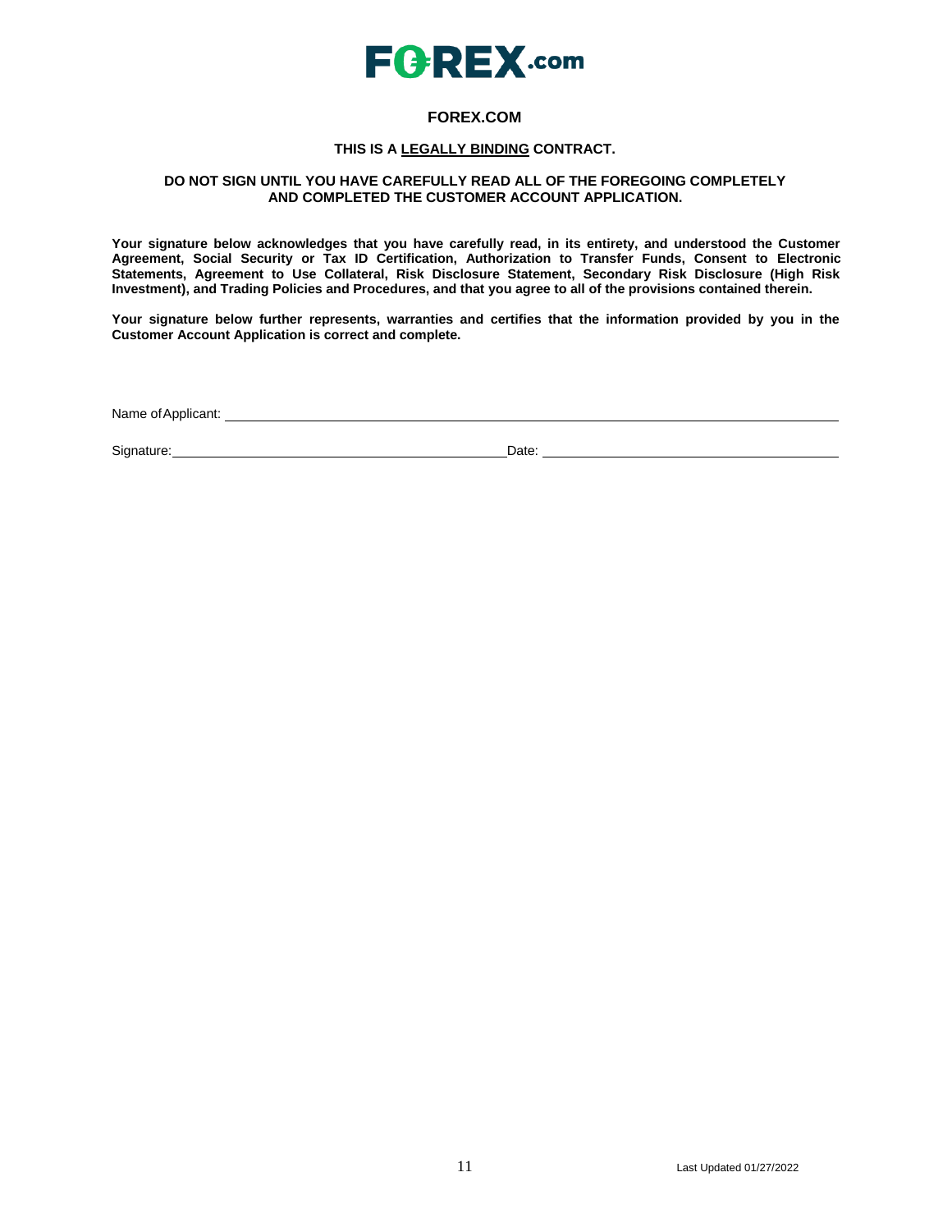# FOREX.COM

**THIS IS A LEGALLY BINDING CONTRACT.**

**DO NOT SIGN UNTIL YOU HAVE CAREFULLY READ ALL OF THE FOREGOING COMPLETELY AND COMPLETED THE CUSTOMER ACCOUNT APPLICATION.**

**Your signature below acknowledges that you have carefully read, in its entirety, and understood the Customer Agreement, Social Security or Tax ID Certification, Authorization to Transfer Funds, Consent to Electronic Statements, Agreement to Use Collateral, Risk Disclosure Statement, Secondary Risk Disclosure (High Risk Investment), and Trading Policies and Procedures, and that you agree to all of the provisions contained therein.**

**Your signature below further represents, warranties and certifies that the information provided by you in the Customer Account Application is correct and complete.**

Name of Applicant: ______________________________________________

Signature: ______________________________ Date: ______________________________

Last Updated 01/27/2022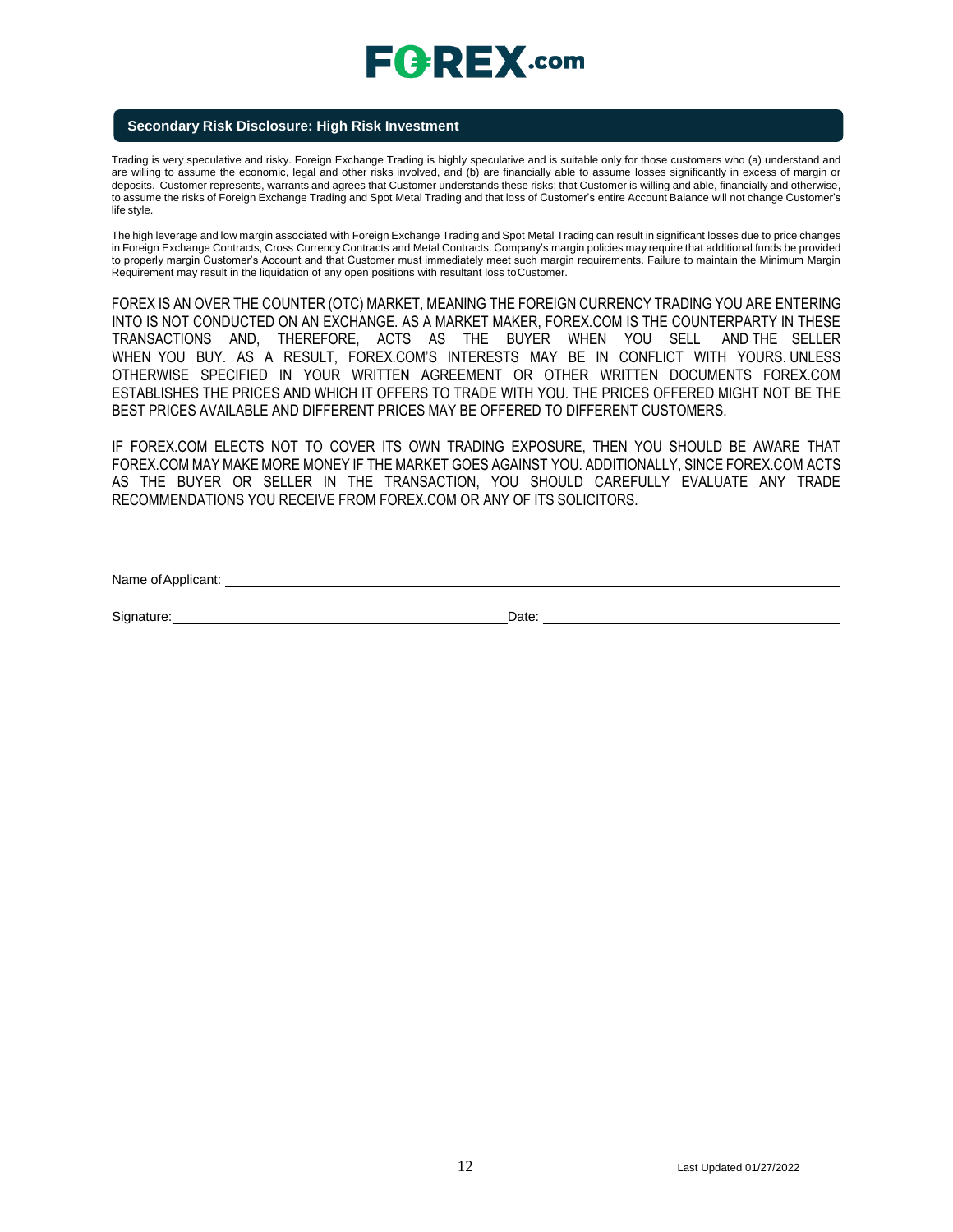## Secondary Risk Disclosure: High Risk Investment

Trading is very speculative and risky. Foreign Exchange Trading is highly speculative and is suitable only for those customers who (a) understand and are willing to assume the economic, legal and other risks involved, and (b) are financially able to assume losses significantly in excess of margin or deposits. Customer represents, warrants and agrees that Customer understands these risks; that Customer is willing and able, financially and otherwise, to assume the risks of Foreign Exchange Trading and Spot Metal Trading and that loss of Customer's entire Account Balance will not change Customer's life style.

The high leverage and low margin associated with Foreign Exchange Trading and Spot Metal Trading can result in significant losses due to price changes in Foreign Exchange Contracts, Cross Currency Contracts and Metal Contracts. Company's margin policies may require that additional funds be provided to properly margin Customer's Account and that Customer must immediately meet such margin requirements. Failure to maintain the Minimum Margin Requirement may result in the liquidation of any open positions with resultant loss to Customer.

FOREX IS AN OVER THE COUNTER (OTC) MARKET, MEANING THE FOREIGN CURRENCY TRADING YOU ARE ENTERING INTO IS NOT CONDUCTED ON AN EXCHANGE. AS A MARKET MAKER, FOREX.COM IS THE COUNTERPARTY IN THESE TRANSACTIONS AND, THEREFORE, ACTS AS THE BUYER WHEN YOU SELL AND THE SELLER WHEN YOU BUY. AS A RESULT, FOREX.COM'S INTERESTS MAY BE IN CONFLICT WITH YOURS. UNLESS OTHERWISE SPECIFIED IN YOUR WRITTEN AGREEMENT OR OTHER WRITTEN DOCUMENTS FOREX.COM ESTABLISHES THE PRICES AND WHICH IT OFFERS TO TRADE WITH YOU. THE PRICES OFFERED MIGHT NOT BE THE BEST PRICES AVAILABLE AND DIFFERENT PRICES MAY BE OFFERED TO DIFFERENT CUSTOMERS.

IF FOREX.COM ELECTS NOT TO COVER ITS OWN TRADING EXPOSURE, THEN YOU SHOULD BE AWARE THAT FOREX.COM MAY MAKE MORE MONEY IF THE MARKET GOES AGAINST YOU. ADDITIONALLY, SINCE FOREX.COM ACTS AS THE BUYER OR SELLER IN THE TRANSACTION, YOU SHOULD CAREFULLY EVALUATE ANY TRADE RECOMMENDATIONS YOU RECEIVE FROM FOREX.COM OR ANY OF ITS SOLICITORS.

Name of Applicant: ______________________________

Signature: ______________________________ Date: ______________________________

Last Updated 01/27/2022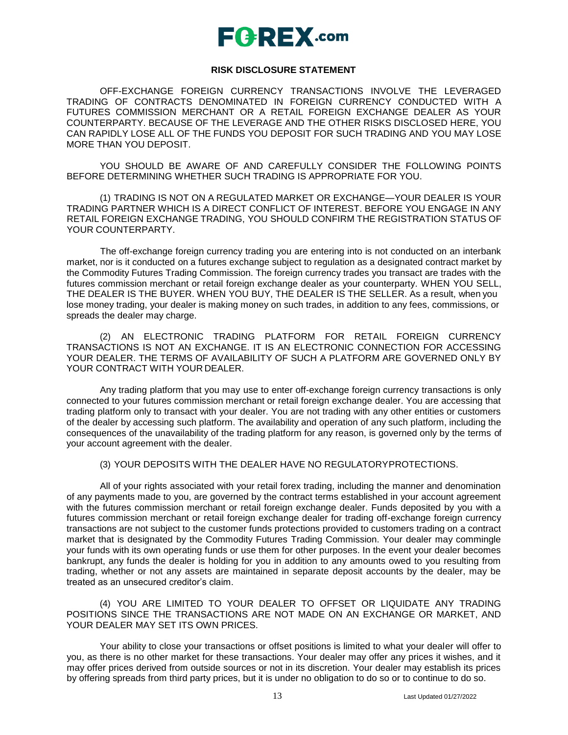FOREX.com

**RISK DISCLOSURE STATEMENT**

OFF-EXCHANGE FOREIGN CURRENCY TRANSACTIONS INVOLVE THE LEVERAGED TRADING OF CONTRACTS DENOMINATED IN FOREIGN CURRENCY CONDUCTED WITH A FUTURES COMMISSION MERCHANT OR A RETAIL FOREIGN EXCHANGE DEALER AS YOUR COUNTERPARTY. BECAUSE OF THE LEVERAGE AND THE OTHER RISKS DISCLOSED HERE, YOU CAN RAPIDLY LOSE ALL OF THE FUNDS YOU DEPOSIT FOR SUCH TRADING AND YOU MAY LOSE MORE THAN YOU DEPOSIT.

YOU SHOULD BE AWARE OF AND CAREFULLY CONSIDER THE FOLLOWING POINTS BEFORE DETERMINING WHETHER SUCH TRADING IS APPROPRIATE FOR YOU.

(1) TRADING IS NOT ON A REGULATED MARKET OR EXCHANGE—YOUR DEALER IS YOUR TRADING PARTNER WHICH IS A DIRECT CONFLICT OF INTEREST. BEFORE YOU ENGAGE IN ANY RETAIL FOREIGN EXCHANGE TRADING, YOU SHOULD CONFIRM THE REGISTRATION STATUS OF YOUR COUNTERPARTY.

The off-exchange foreign currency trading you are entering into is not conducted on an interbank market, nor is it conducted on a futures exchange subject to regulation as a designated contract market by the Commodity Futures Trading Commission. The foreign currency trades you transact are trades with the futures commission merchant or retail foreign exchange dealer as your counterparty. WHEN YOU SELL, THE DEALER IS THE BUYER. WHEN YOU BUY, THE DEALER IS THE SELLER. As a result, when you lose money trading, your dealer is making money on such trades, in addition to any fees, commissions, or spreads the dealer may charge.

(2) AN ELECTRONIC TRADING PLATFORM FOR RETAIL FOREIGN CURRENCY TRANSACTIONS IS NOT AN EXCHANGE. IT IS AN ELECTRONIC CONNECTION FOR ACCESSING YOUR DEALER. THE TERMS OF AVAILABILITY OF SUCH A PLATFORM ARE GOVERNED ONLY BY YOUR CONTRACT WITH YOUR DEALER.

Any trading platform that you may use to enter off-exchange foreign currency transactions is only connected to your futures commission merchant or retail foreign exchange dealer. You are accessing that trading platform only to transact with your dealer. You are not trading with any other entities or customers of the dealer by accessing such platform. The availability and operation of any such platform, including the consequences of the unavailability of the trading platform for any reason, is governed only by the terms of your account agreement with the dealer.

(3) YOUR DEPOSITS WITH THE DEALER HAVE NO REGULATORYPROTECTIONS.

All of your rights associated with your retail forex trading, including the manner and denomination of any payments made to you, are governed by the contract terms established in your account agreement with the futures commission merchant or retail foreign exchange dealer. Funds deposited by you with a futures commission merchant or retail foreign exchange dealer for trading off-exchange foreign currency transactions are not subject to the customer funds protections provided to customers trading on a contract market that is designated by the Commodity Futures Trading Commission. Your dealer may commingle your funds with its own operating funds or use them for other purposes. In the event your dealer becomes bankrupt, any funds the dealer is holding for you in addition to any amounts owed to you resulting from trading, whether or not any assets are maintained in separate deposit accounts by the dealer, may be treated as an unsecured creditor's claim.

(4) YOU ARE LIMITED TO YOUR DEALER TO OFFSET OR LIQUIDATE ANY TRADING POSITIONS SINCE THE TRANSACTIONS ARE NOT MADE ON AN EXCHANGE OR MARKET, AND YOUR DEALER MAY SET ITS OWN PRICES.

Your ability to close your transactions or offset positions is limited to what your dealer will offer to you, as there is no other market for these transactions. Your dealer may offer any prices it wishes, and it may offer prices derived from outside sources or not in its discretion. Your dealer may establish its prices by offering spreads from third party prices, but it is under no obligation to do so or to continue to do so.

Last Updated 01/27/2022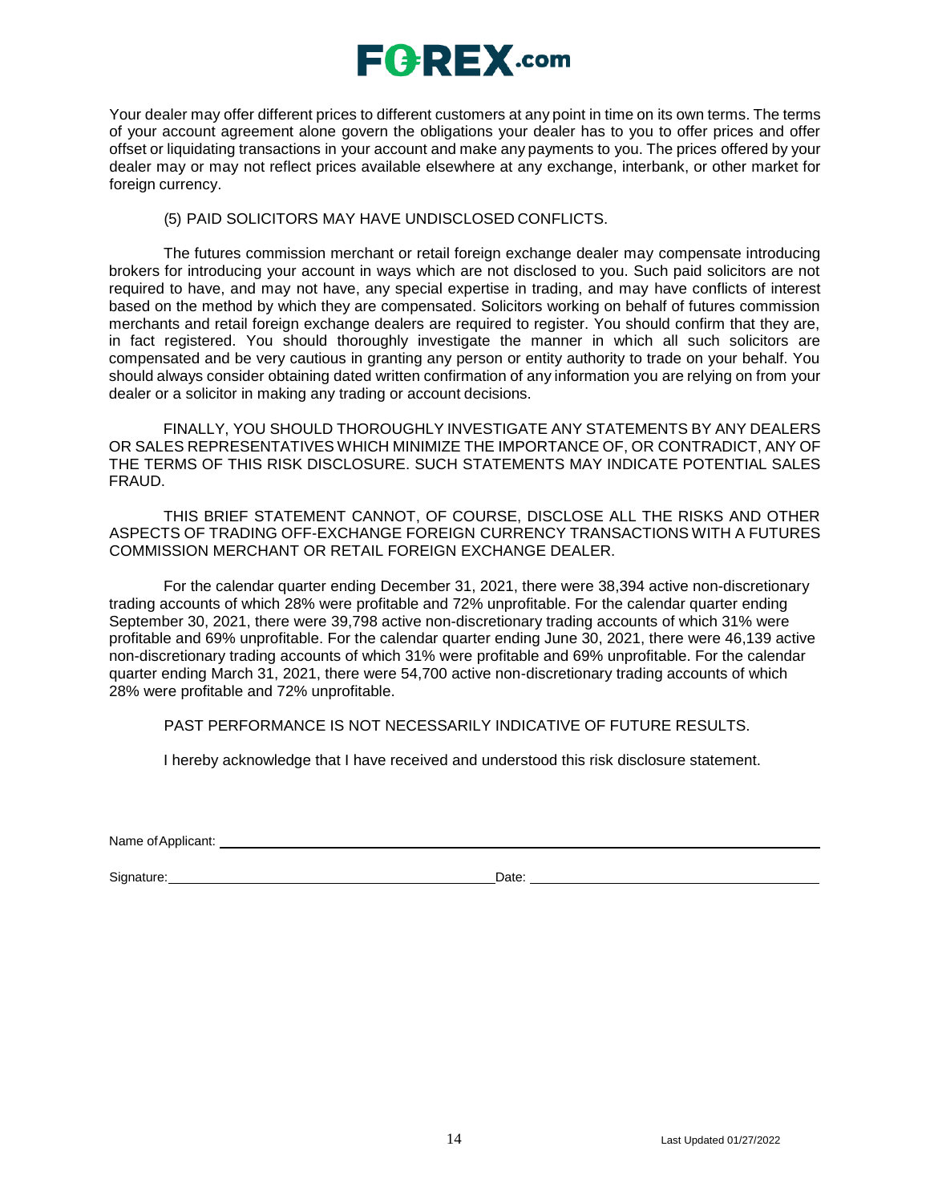Your dealer may offer different prices to different customers at any point in time on its own terms. The terms of your account agreement alone govern the obligations your dealer has to you to offer prices and offer offset or liquidating transactions in your account and make any payments to you. The prices offered by your dealer may or may not reflect prices available elsewhere at any exchange, interbank, or other market for foreign currency.

(5) PAID SOLICITORS MAY HAVE UNDISCLOSED CONFLICTS.

The futures commission merchant or retail foreign exchange dealer may compensate introducing brokers for introducing your account in ways which are not disclosed to you. Such paid solicitors are not required to have, and may not have, any special expertise in trading, and may have conflicts of interest based on the method by which they are compensated. Solicitors working on behalf of futures commission merchants and retail foreign exchange dealers are required to register. You should confirm that they are, in fact registered. You should thoroughly investigate the manner in which all such solicitors are compensated and be very cautious in granting any person or entity authority to trade on your behalf. You should always consider obtaining dated written confirmation of any information you are relying on from your dealer or a solicitor in making any trading or account decisions.

FINALLY, YOU SHOULD THOROUGHLY INVESTIGATE ANY STATEMENTS BY ANY DEALERS OR SALES REPRESENTATIVES WHICH MINIMIZE THE IMPORTANCE OF, OR CONTRADICT, ANY OF THE TERMS OF THIS RISK DISCLOSURE. SUCH STATEMENTS MAY INDICATE POTENTIAL SALES FRAUD.

THIS BRIEF STATEMENT CANNOT, OF COURSE, DISCLOSE ALL THE RISKS AND OTHER ASPECTS OF TRADING OFF-EXCHANGE FOREIGN CURRENCY TRANSACTIONS WITH A FUTURES COMMISSION MERCHANT OR RETAIL FOREIGN EXCHANGE DEALER.

For the calendar quarter ending December 31, 2021, there were 38,394 active non-discretionary trading accounts of which 28% were profitable and 72% unprofitable. For the calendar quarter ending September 30, 2021, there were 39,798 active non-discretionary trading accounts of which 31% were profitable and 69% unprofitable. For the calendar quarter ending June 30, 2021, there were 46,139 active non-discretionary trading accounts of which 31% were profitable and 69% unprofitable. For the calendar quarter ending March 31, 2021, there were 54,700 active non-discretionary trading accounts of which 28% were profitable and 72% unprofitable.

PAST PERFORMANCE IS NOT NECESSARILY INDICATIVE OF FUTURE RESULTS.

I hereby acknowledge that I have received and understood this risk disclosure statement.

Name of Applicant: ______________________________________________

Signature: ______________________________ Date: ______________________________

Last Updated 01/27/2022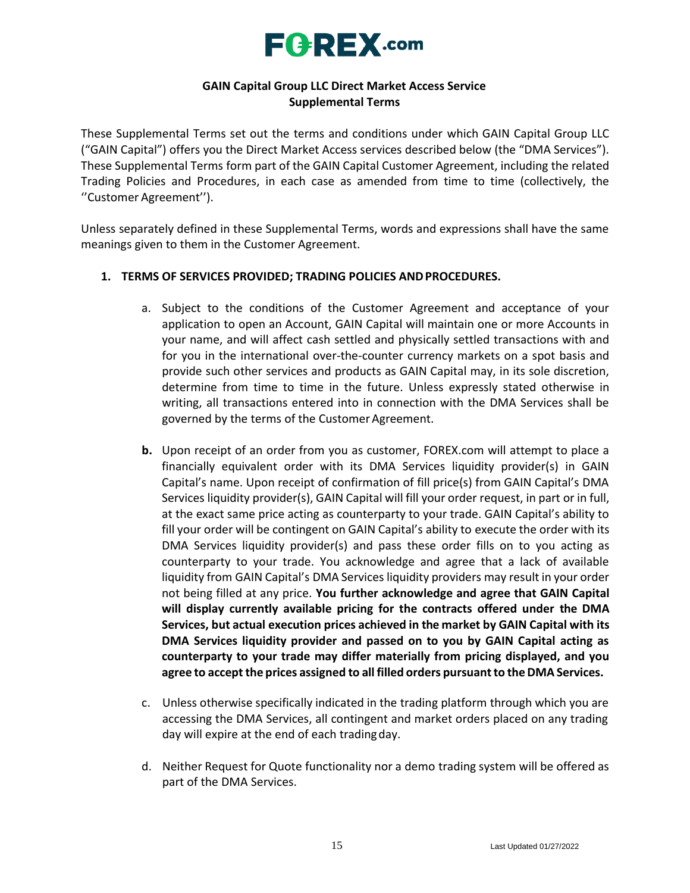# GAIN Capital Group LLC Direct Market Access Service Supplemental Terms

These Supplemental Terms set out the terms and conditions under which GAIN Capital Group LLC ("GAIN Capital") offers you the Direct Market Access services described below (the "DMA Services"). These Supplemental Terms form part of the GAIN Capital Customer Agreement, including the related Trading Policies and Procedures, in each case as amended from time to time (collectively, the ''Customer Agreement'').

Unless separately defined in these Supplemental Terms, words and expressions shall have the same meanings given to them in the Customer Agreement.

1. **TERMS OF SERVICES PROVIDED; TRADING POLICIES AND PROCEDURES.**

   a. Subject to the conditions of the Customer Agreement and acceptance of your application to open an Account, GAIN Capital will maintain one or more Accounts in your name, and will affect cash settled and physically settled transactions with and for you in the international over-the-counter currency markets on a spot basis and provide such other services and products as GAIN Capital may, in its sole discretion, determine from time to time in the future. Unless expressly stated otherwise in writing, all transactions entered into in connection with the DMA Services shall be governed by the terms of the Customer Agreement.

   **b.** Upon receipt of an order from you as customer, FOREX.com will attempt to place a financially equivalent order with its DMA Services liquidity provider(s) in GAIN Capital's name. Upon receipt of confirmation of fill price(s) from GAIN Capital's DMA Services liquidity provider(s), GAIN Capital will fill your order request, in part or in full, at the exact same price acting as counterparty to your trade. GAIN Capital's ability to fill your order will be contingent on GAIN Capital's ability to execute the order with its DMA Services liquidity provider(s) and pass these order fills on to you acting as counterparty to your trade. You acknowledge and agree that a lack of available liquidity from GAIN Capital's DMA Services liquidity providers may result in your order not being filled at any price. **You further acknowledge and agree that GAIN Capital will display currently available pricing for the contracts offered under the DMA Services, but actual execution prices achieved in the market by GAIN Capital with its DMA Services liquidity provider and passed on to you by GAIN Capital acting as counterparty to your trade may differ materially from pricing displayed, and you agree to accept the prices assigned to all filled orders pursuant to the DMA Services.**

   c. Unless otherwise specifically indicated in the trading platform through which you are accessing the DMA Services, all contingent and market orders placed on any trading day will expire at the end of each trading day.

   d. Neither Request for Quote functionality nor a demo trading system will be offered as part of the DMA Services.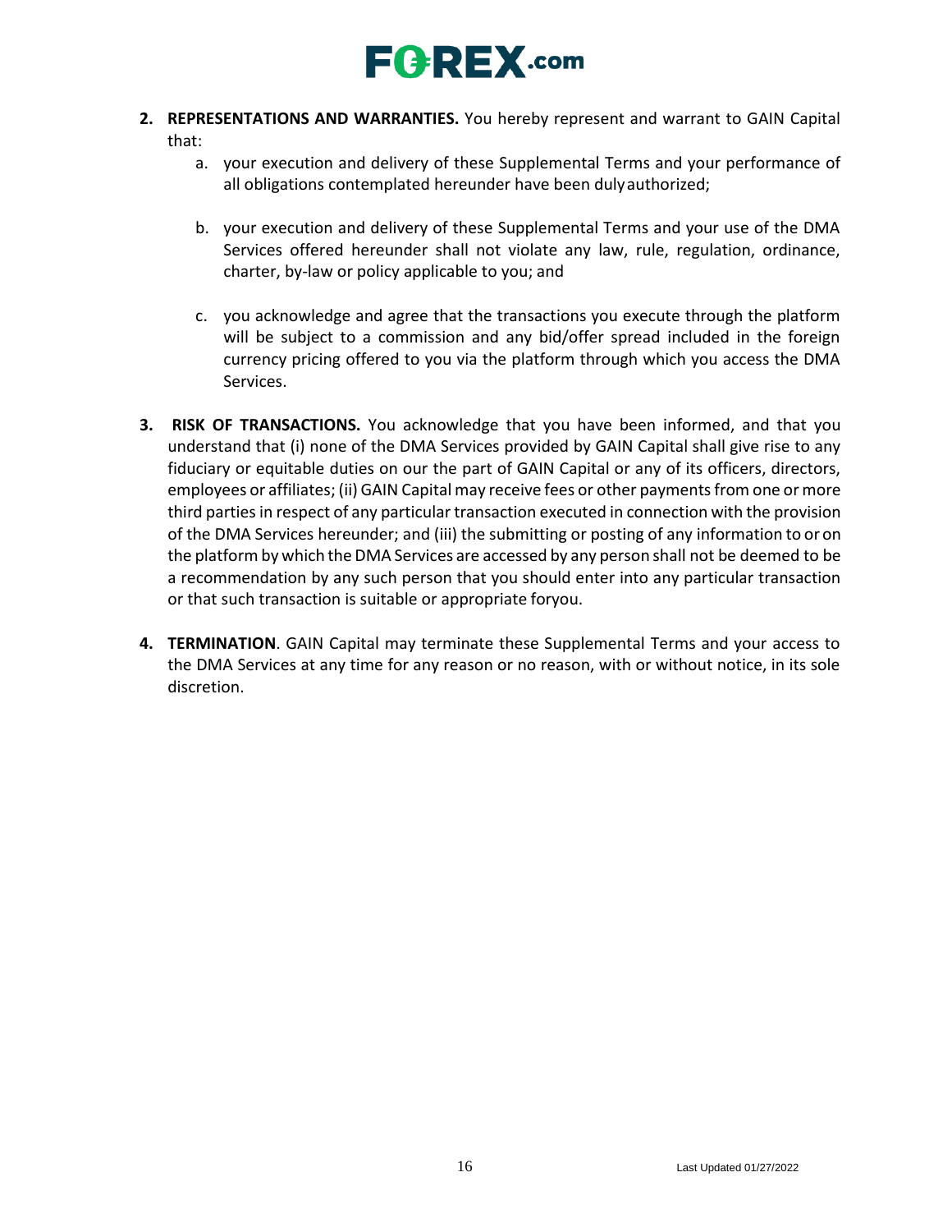2. **REPRESENTATIONS AND WARRANTIES.** You hereby represent and warrant to GAIN Capital that:

    a. your execution and delivery of these Supplemental Terms and your performance of all obligations contemplated hereunder have been duly authorized;

    b. your execution and delivery of these Supplemental Terms and your use of the DMA Services offered hereunder shall not violate any law, rule, regulation, ordinance, charter, by-law or policy applicable to you; and

    c. you acknowledge and agree that the transactions you execute through the platform will be subject to a commission and any bid/offer spread included in the foreign currency pricing offered to you via the platform through which you access the DMA Services.

3. **RISK OF TRANSACTIONS.** You acknowledge that you have been informed, and that you understand that (i) none of the DMA Services provided by GAIN Capital shall give rise to any fiduciary or equitable duties on our the part of GAIN Capital or any of its officers, directors, employees or affiliates; (ii) GAIN Capital may receive fees or other payments from one or more third parties in respect of any particular transaction executed in connection with the provision of the DMA Services hereunder; and (iii) the submitting or posting of any information to or on the platform by which the DMA Services are accessed by any person shall not be deemed to be a recommendation by any such person that you should enter into any particular transaction or that such transaction is suitable or appropriate foryou.

4. **TERMINATION**. GAIN Capital may terminate these Supplemental Terms and your access to the DMA Services at any time for any reason or no reason, with or without notice, in its sole discretion.